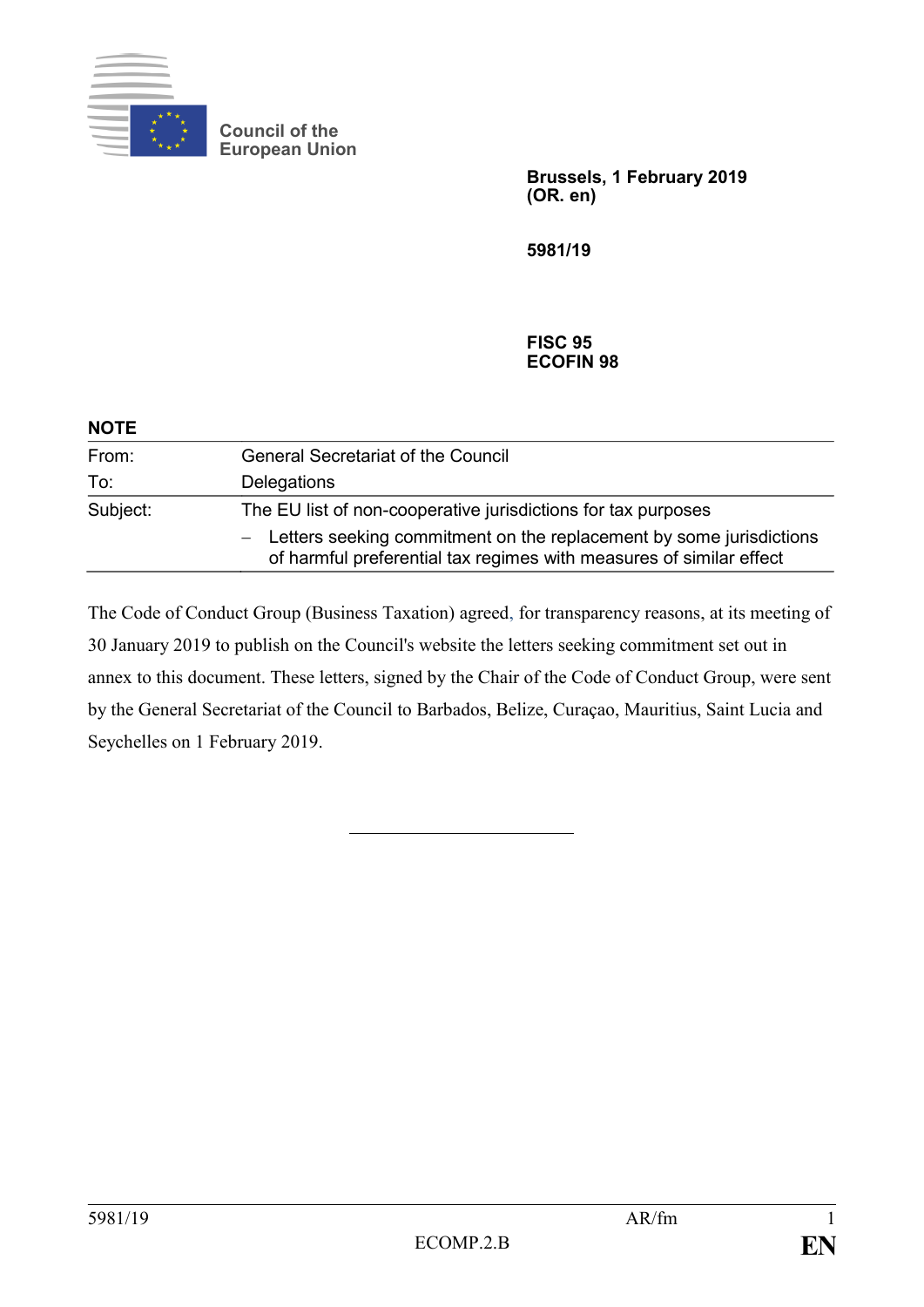Council of the European Union

**Brussels, 1 February 2019**
**(OR. en)**

**5981/19**

**FISC 95**
**ECOFIN 98**

**NOTE**

| | |
|---|---|
| From: | General Secretariat of the Council |
| To: | Delegations |
| Subject: | The EU list of non-cooperative jurisdictions for tax purposes<br>– Letters seeking commitment on the replacement by some jurisdictions of harmful preferential tax regimes with measures of similar effect |

The Code of Conduct Group (Business Taxation) agreed, for transparency reasons, at its meeting of 30 January 2019 to publish on the Council's website the letters seeking commitment set out in annex to this document. These letters, signed by the Chair of the Code of Conduct Group, were sent by the General Secretariat of the Council to Barbados, Belize, Curaçao, Mauritius, Saint Lucia and Seychelles on 1 February 2019.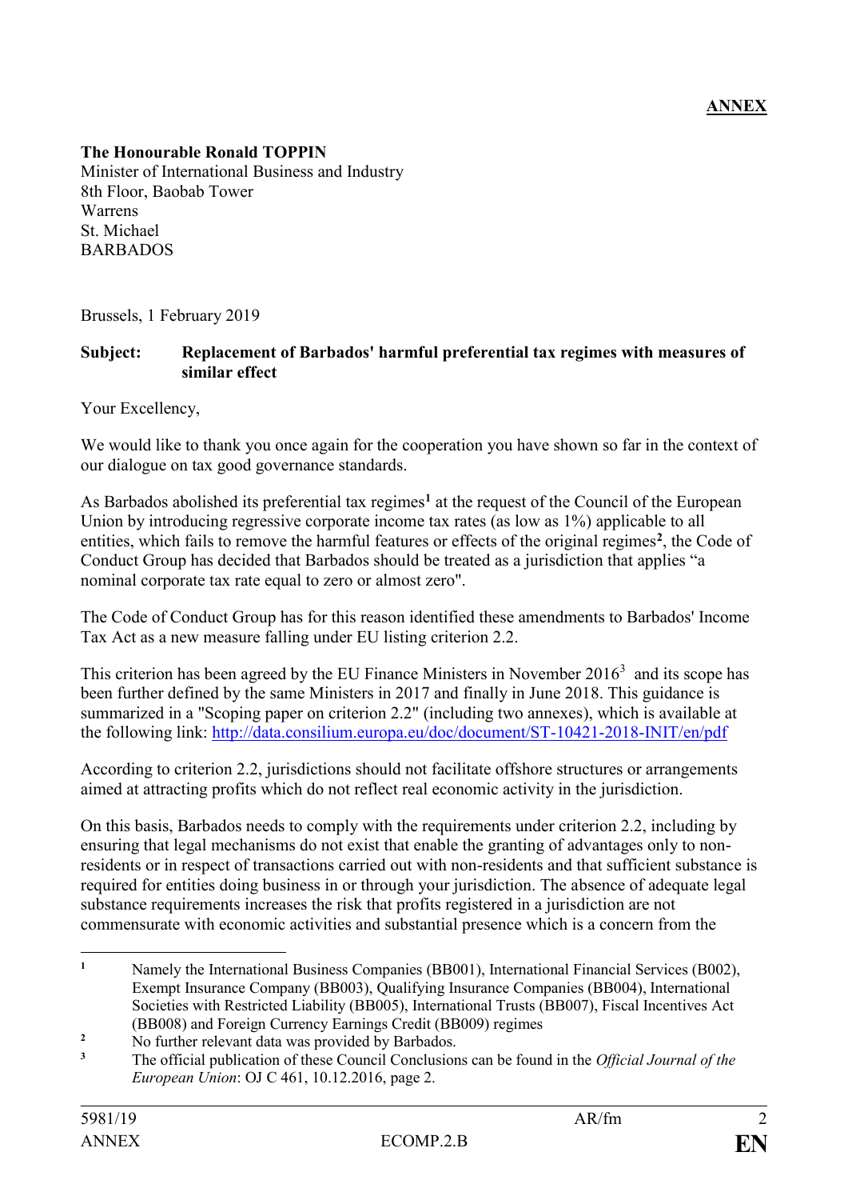**ANNEX**

**The Honourable Ronald TOPPIN**
Minister of International Business and Industry
8th Floor, Baobab Tower
Warrens
St. Michael
BARBADOS

Brussels, 1 February 2019

**Subject: Replacement of Barbados' harmful preferential tax regimes with measures of similar effect**

Your Excellency,

We would like to thank you once again for the cooperation you have shown so far in the context of our dialogue on tax good governance standards.

As Barbados abolished its preferential tax regimes[1] at the request of the Council of the European Union by introducing regressive corporate income tax rates (as low as 1%) applicable to all entities, which fails to remove the harmful features or effects of the original regimes[2], the Code of Conduct Group has decided that Barbados should be treated as a jurisdiction that applies "a nominal corporate tax rate equal to zero or almost zero".

The Code of Conduct Group has for this reason identified these amendments to Barbados' Income Tax Act as a new measure falling under EU listing criterion 2.2.

This criterion has been agreed by the EU Finance Ministers in November 2016[3] and its scope has been further defined by the same Ministers in 2017 and finally in June 2018. This guidance is summarized in a "Scoping paper on criterion 2.2" (including two annexes), which is available at the following link: http://data.consilium.europa.eu/doc/document/ST-10421-2018-INIT/en/pdf

According to criterion 2.2, jurisdictions should not facilitate offshore structures or arrangements aimed at attracting profits which do not reflect real economic activity in the jurisdiction.

On this basis, Barbados needs to comply with the requirements under criterion 2.2, including by ensuring that legal mechanisms do not exist that enable the granting of advantages only to non-residents or in respect of transactions carried out with non-residents and that sufficient substance is required for entities doing business in or through your jurisdiction. The absence of adequate legal substance requirements increases the risk that profits registered in a jurisdiction are not commensurate with economic activities and substantial presence which is a concern from the

---

[1] Namely the International Business Companies (BB001), International Financial Services (B002), Exempt Insurance Company (BB003), Qualifying Insurance Companies (BB004), International Societies with Restricted Liability (BB005), International Trusts (BB007), Fiscal Incentives Act (BB008) and Foreign Currency Earnings Credit (BB009) regimes

[2] No further relevant data was provided by Barbados.

[3] The official publication of these Council Conclusions can be found in the *Official Journal of the European Union*: OJ C 461, 10.12.2016, page 2.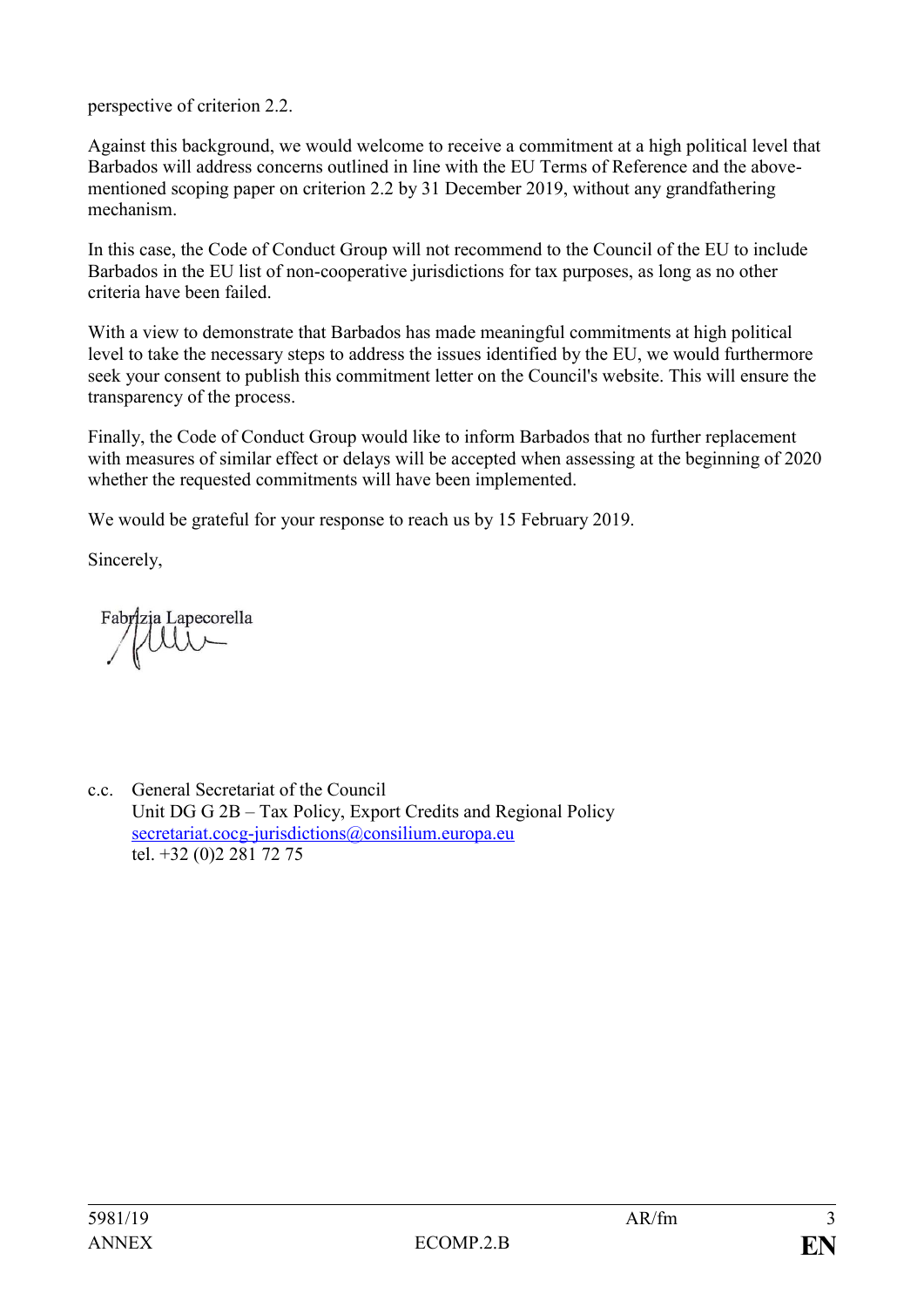perspective of criterion 2.2.

Against this background, we would welcome to receive a commitment at a high political level that Barbados will address concerns outlined in line with the EU Terms of Reference and the above-mentioned scoping paper on criterion 2.2 by 31 December 2019, without any grandfathering mechanism.

In this case, the Code of Conduct Group will not recommend to the Council of the EU to include Barbados in the EU list of non-cooperative jurisdictions for tax purposes, as long as no other criteria have been failed.

With a view to demonstrate that Barbados has made meaningful commitments at high political level to take the necessary steps to address the issues identified by the EU, we would furthermore seek your consent to publish this commitment letter on the Council's website. This will ensure the transparency of the process.

Finally, the Code of Conduct Group would like to inform Barbados that no further replacement with measures of similar effect or delays will be accepted when assessing at the beginning of 2020 whether the requested commitments will have been implemented.

We would be grateful for your response to reach us by 15 February 2019.

Sincerely,

Fabrizia Lapecorella

c.c. General Secretariat of the Council
Unit DG G 2B – Tax Policy, Export Credits and Regional Policy
secretariat.cocg-jurisdictions@consilium.europa.eu
tel. +32 (0)2 281 72 75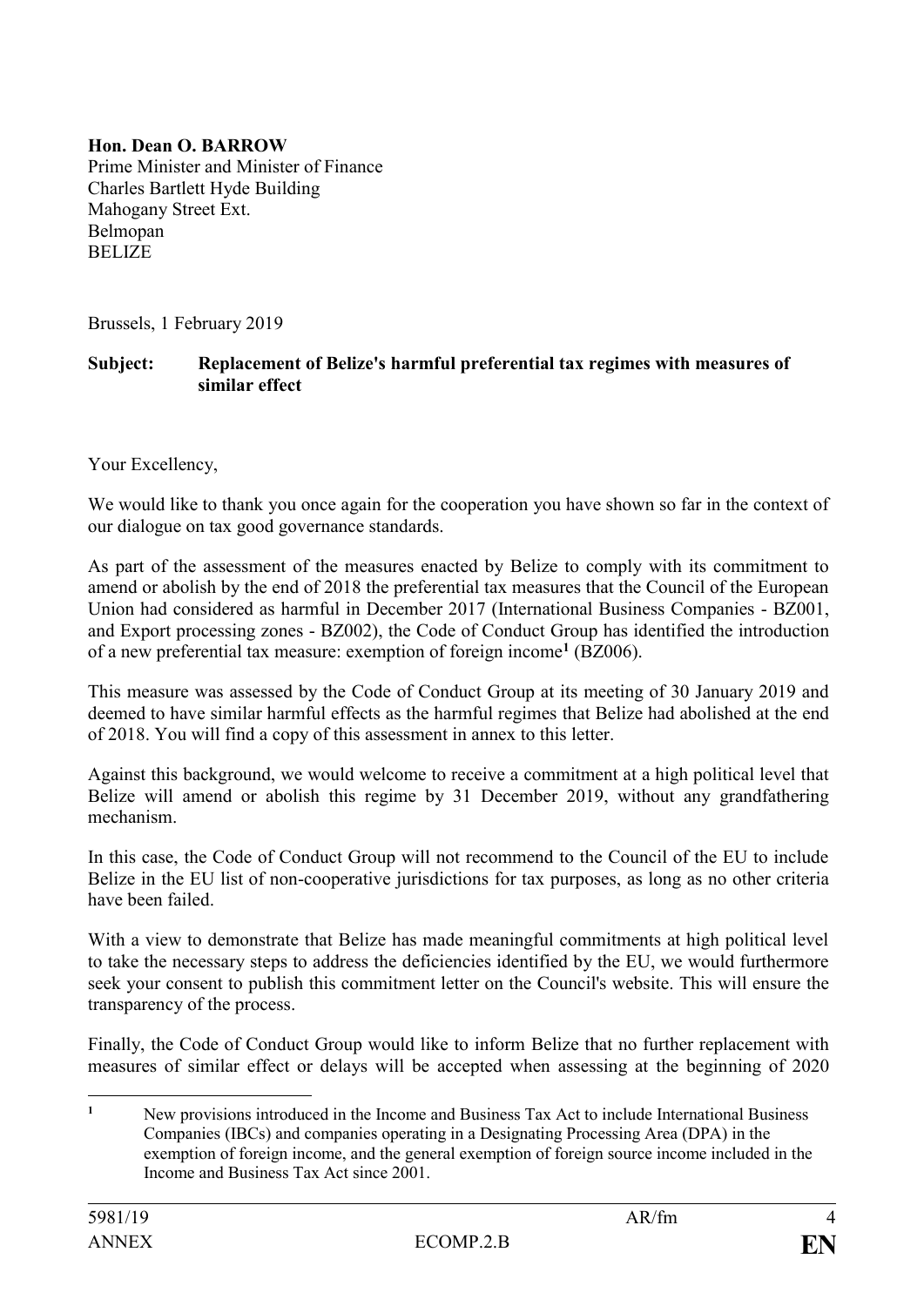**Hon. Dean O. BARROW**
Prime Minister and Minister of Finance
Charles Bartlett Hyde Building
Mahogany Street Ext.
Belmopan
BELIZE

Brussels, 1 February 2019

**Subject: Replacement of Belize's harmful preferential tax regimes with measures of similar effect**

Your Excellency,

We would like to thank you once again for the cooperation you have shown so far in the context of our dialogue on tax good governance standards.

As part of the assessment of the measures enacted by Belize to comply with its commitment to amend or abolish by the end of 2018 the preferential tax measures that the Council of the European Union had considered as harmful in December 2017 (International Business Companies - BZ001, and Export processing zones - BZ002), the Code of Conduct Group has identified the introduction of a new preferential tax measure: exemption of foreign income[1] (BZ006).

This measure was assessed by the Code of Conduct Group at its meeting of 30 January 2019 and deemed to have similar harmful effects as the harmful regimes that Belize had abolished at the end of 2018. You will find a copy of this assessment in annex to this letter.

Against this background, we would welcome to receive a commitment at a high political level that Belize will amend or abolish this regime by 31 December 2019, without any grandfathering mechanism.

In this case, the Code of Conduct Group will not recommend to the Council of the EU to include Belize in the EU list of non-cooperative jurisdictions for tax purposes, as long as no other criteria have been failed.

With a view to demonstrate that Belize has made meaningful commitments at high political level to take the necessary steps to address the deficiencies identified by the EU, we would furthermore seek your consent to publish this commitment letter on the Council's website. This will ensure the transparency of the process.

Finally, the Code of Conduct Group would like to inform Belize that no further replacement with measures of similar effect or delays will be accepted when assessing at the beginning of 2020

[1] New provisions introduced in the Income and Business Tax Act to include International Business Companies (IBCs) and companies operating in a Designating Processing Area (DPA) in the exemption of foreign income, and the general exemption of foreign source income included in the Income and Business Tax Act since 2001.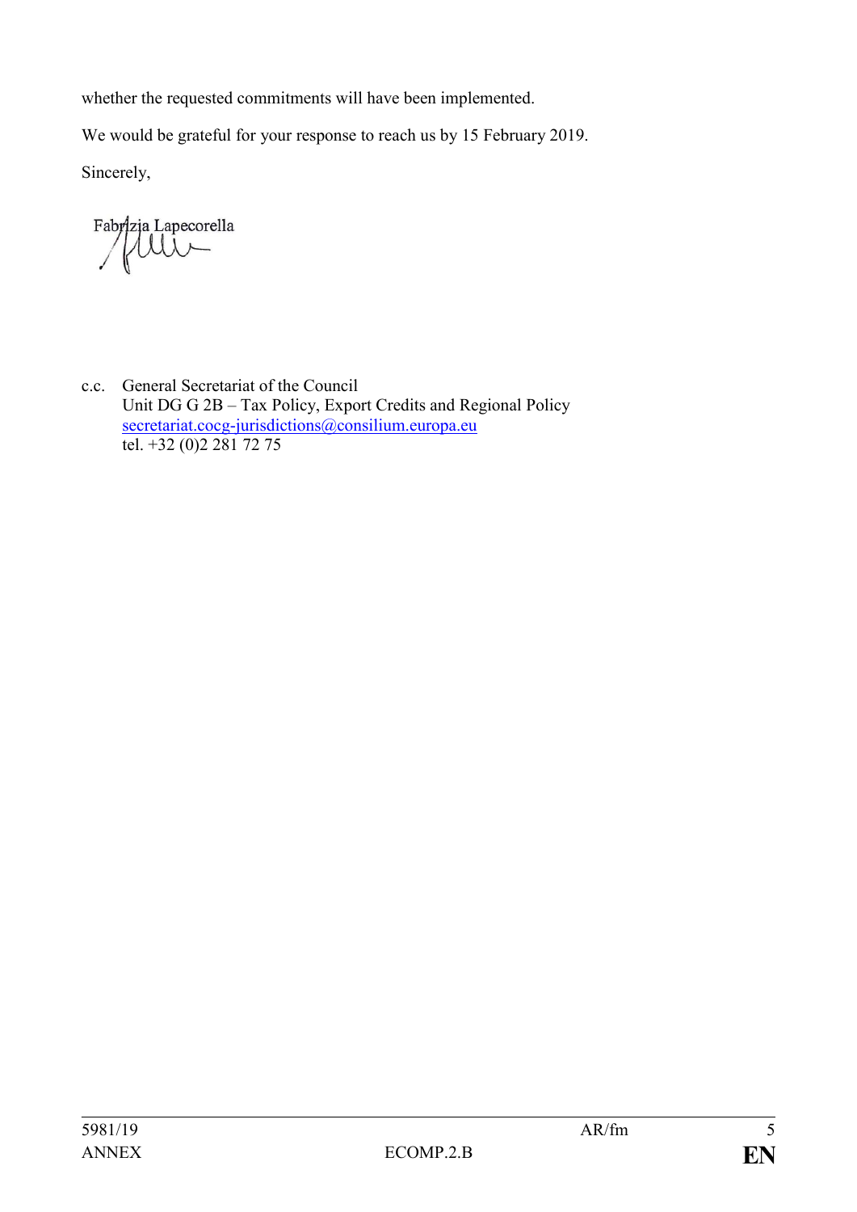whether the requested commitments will have been implemented.

We would be grateful for your response to reach us by 15 February 2019.

Sincerely,

Fabrizia Lapecorella

c.c. General Secretariat of the Council
Unit DG G 2B – Tax Policy, Export Credits and Regional Policy
secretariat.cocg-jurisdictions@consilium.europa.eu
tel. +32 (0)2 281 72 75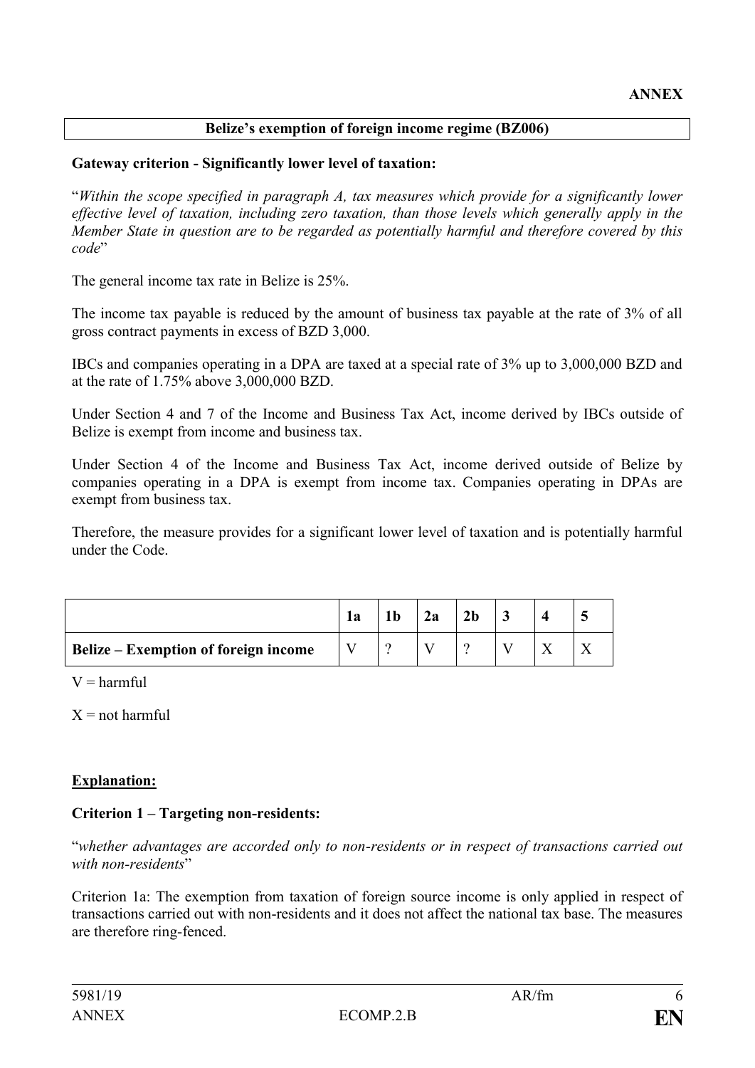**ANNEX**

## Belize's exemption of foreign income regime (BZ006)

**Gateway criterion - Significantly lower level of taxation:**

"*Within the scope specified in paragraph A, tax measures which provide for a significantly lower effective level of taxation, including zero taxation, than those levels which generally apply in the Member State in question are to be regarded as potentially harmful and therefore covered by this code*"

The general income tax rate in Belize is 25%.

The income tax payable is reduced by the amount of business tax payable at the rate of 3% of all gross contract payments in excess of BZD 3,000.

IBCs and companies operating in a DPA are taxed at a special rate of 3% up to 3,000,000 BZD and at the rate of 1.75% above 3,000,000 BZD.

Under Section 4 and 7 of the Income and Business Tax Act, income derived by IBCs outside of Belize is exempt from income and business tax.

Under Section 4 of the Income and Business Tax Act, income derived outside of Belize by companies operating in a DPA is exempt from income tax. Companies operating in DPAs are exempt from business tax.

Therefore, the measure provides for a significant lower level of taxation and is potentially harmful under the Code.

| | 1a | 1b | 2a | 2b | 3 | 4 | 5 |
|---|---|---|---|---|---|---|---|
| **Belize – Exemption of foreign income** | V | ? | V | ? | V | X | X |

V = harmful

X = not harmful

**Explanation:**

**Criterion 1 – Targeting non-residents:**

"*whether advantages are accorded only to non-residents or in respect of transactions carried out with non-residents*"

Criterion 1a: The exemption from taxation of foreign source income is only applied in respect of transactions carried out with non-residents and it does not affect the national tax base. The measures are therefore ring-fenced.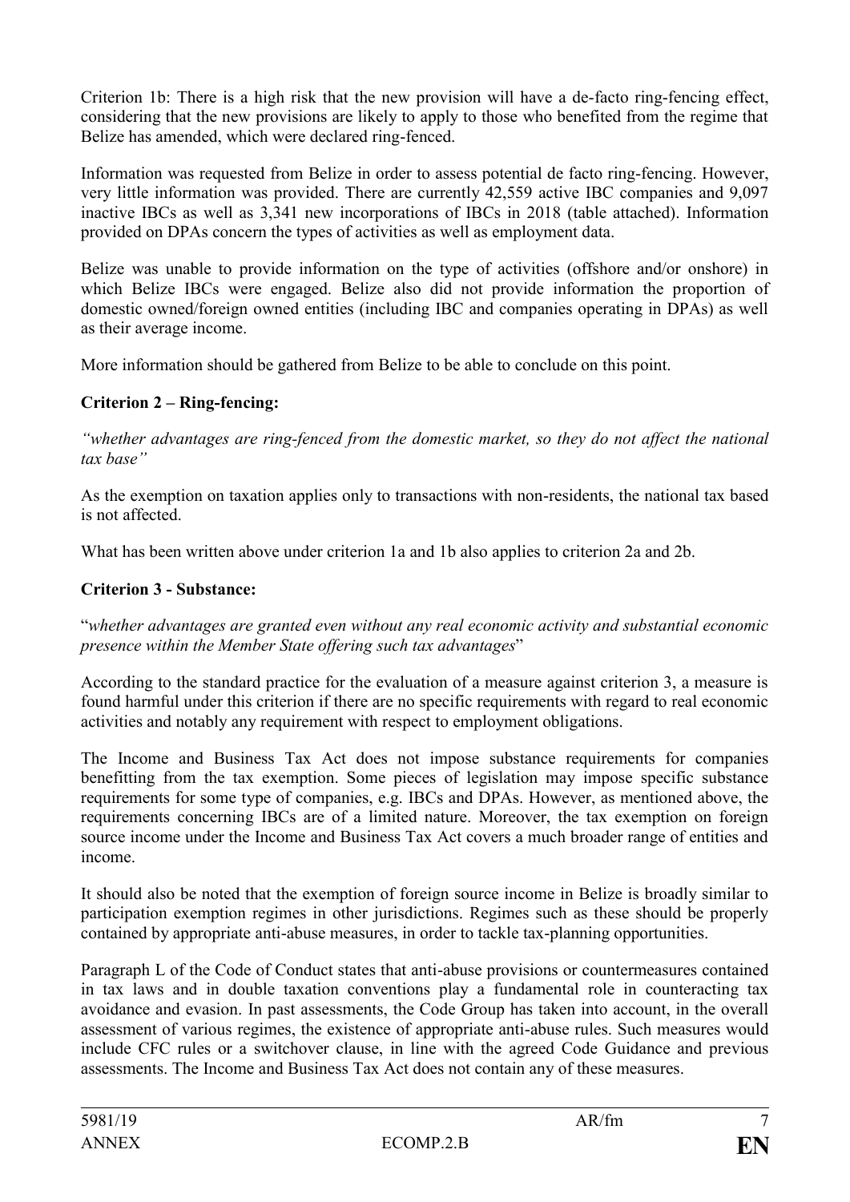Criterion 1b: There is a high risk that the new provision will have a de-facto ring-fencing effect, considering that the new provisions are likely to apply to those who benefited from the regime that Belize has amended, which were declared ring-fenced.

Information was requested from Belize in order to assess potential de facto ring-fencing. However, very little information was provided. There are currently 42,559 active IBC companies and 9,097 inactive IBCs as well as 3,341 new incorporations of IBCs in 2018 (table attached). Information provided on DPAs concern the types of activities as well as employment data.

Belize was unable to provide information on the type of activities (offshore and/or onshore) in which Belize IBCs were engaged. Belize also did not provide information the proportion of domestic owned/foreign owned entities (including IBC and companies operating in DPAs) as well as their average income.

More information should be gathered from Belize to be able to conclude on this point.

**Criterion 2 – Ring-fencing:**

*"whether advantages are ring-fenced from the domestic market, so they do not affect the national tax base"*

As the exemption on taxation applies only to transactions with non-residents, the national tax based is not affected.

What has been written above under criterion 1a and 1b also applies to criterion 2a and 2b.

**Criterion 3 - Substance:**

"*whether advantages are granted even without any real economic activity and substantial economic presence within the Member State offering such tax advantages*"

According to the standard practice for the evaluation of a measure against criterion 3, a measure is found harmful under this criterion if there are no specific requirements with regard to real economic activities and notably any requirement with respect to employment obligations.

The Income and Business Tax Act does not impose substance requirements for companies benefitting from the tax exemption. Some pieces of legislation may impose specific substance requirements for some type of companies, e.g. IBCs and DPAs. However, as mentioned above, the requirements concerning IBCs are of a limited nature. Moreover, the tax exemption on foreign source income under the Income and Business Tax Act covers a much broader range of entities and income.

It should also be noted that the exemption of foreign source income in Belize is broadly similar to participation exemption regimes in other jurisdictions. Regimes such as these should be properly contained by appropriate anti-abuse measures, in order to tackle tax-planning opportunities.

Paragraph L of the Code of Conduct states that anti-abuse provisions or countermeasures contained in tax laws and in double taxation conventions play a fundamental role in counteracting tax avoidance and evasion. In past assessments, the Code Group has taken into account, in the overall assessment of various regimes, the existence of appropriate anti-abuse rules. Such measures would include CFC rules or a switchover clause, in line with the agreed Code Guidance and previous assessments. The Income and Business Tax Act does not contain any of these measures.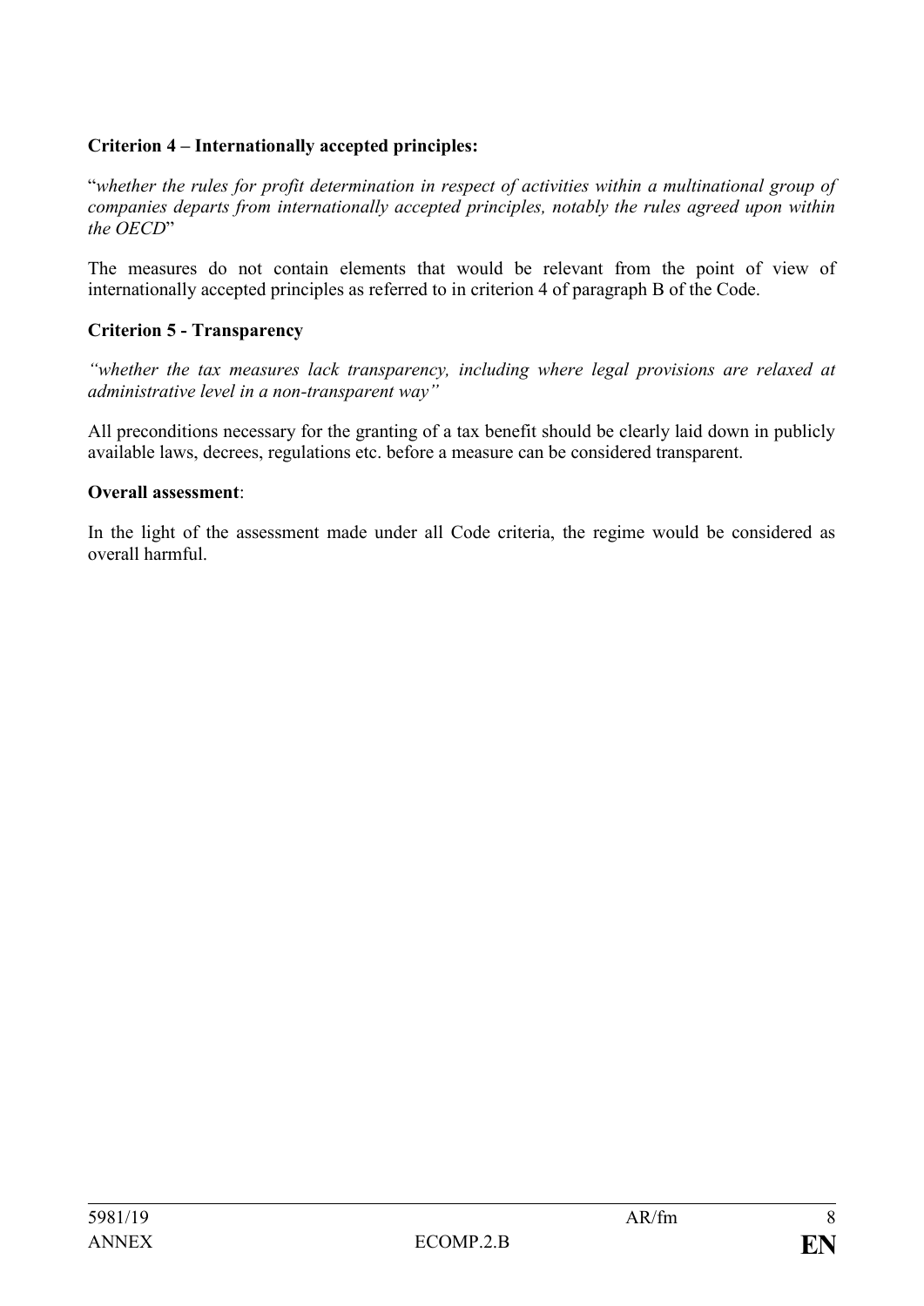**Criterion 4 – Internationally accepted principles:**

"*whether the rules for profit determination in respect of activities within a multinational group of companies departs from internationally accepted principles, notably the rules agreed upon within the OECD*"

The measures do not contain elements that would be relevant from the point of view of internationally accepted principles as referred to in criterion 4 of paragraph B of the Code.

**Criterion 5 - Transparency**

*"whether the tax measures lack transparency, including where legal provisions are relaxed at administrative level in a non-transparent way"*

All preconditions necessary for the granting of a tax benefit should be clearly laid down in publicly available laws, decrees, regulations etc. before a measure can be considered transparent.

**Overall assessment**:

In the light of the assessment made under all Code criteria, the regime would be considered as overall harmful.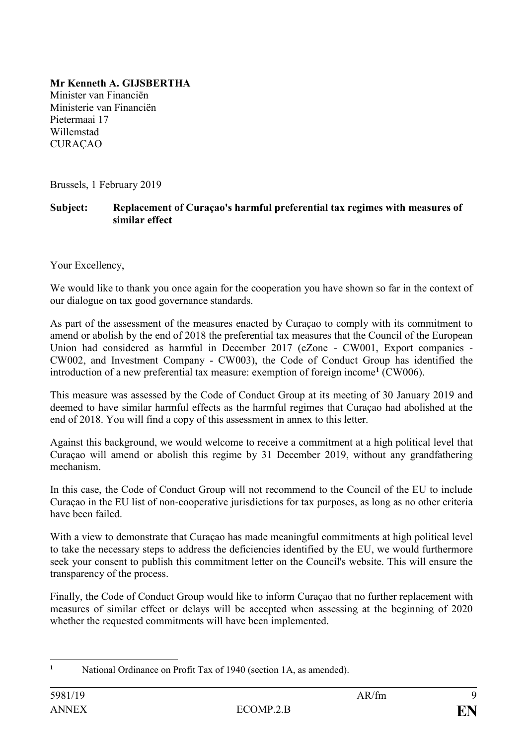**Mr Kenneth A. GIJSBERTHA**
Minister van Financiën
Ministerie van Financiën
Pietermaai 17
Willemstad
CURAÇAO

Brussels, 1 February 2019

**Subject: Replacement of Curaçao's harmful preferential tax regimes with measures of similar effect**

Your Excellency,

We would like to thank you once again for the cooperation you have shown so far in the context of our dialogue on tax good governance standards.

As part of the assessment of the measures enacted by Curaçao to comply with its commitment to amend or abolish by the end of 2018 the preferential tax measures that the Council of the European Union had considered as harmful in December 2017 (eZone - CW001, Export companies - CW002, and Investment Company - CW003), the Code of Conduct Group has identified the introduction of a new preferential tax measure: exemption of foreign income[1] (CW006).

This measure was assessed by the Code of Conduct Group at its meeting of 30 January 2019 and deemed to have similar harmful effects as the harmful regimes that Curaçao had abolished at the end of 2018. You will find a copy of this assessment in annex to this letter.

Against this background, we would welcome to receive a commitment at a high political level that Curaçao will amend or abolish this regime by 31 December 2019, without any grandfathering mechanism.

In this case, the Code of Conduct Group will not recommend to the Council of the EU to include Curaçao in the EU list of non-cooperative jurisdictions for tax purposes, as long as no other criteria have been failed.

With a view to demonstrate that Curaçao has made meaningful commitments at high political level to take the necessary steps to address the deficiencies identified by the EU, we would furthermore seek your consent to publish this commitment letter on the Council's website. This will ensure the transparency of the process.

Finally, the Code of Conduct Group would like to inform Curaçao that no further replacement with measures of similar effect or delays will be accepted when assessing at the beginning of 2020 whether the requested commitments will have been implemented.

---

[1] National Ordinance on Profit Tax of 1940 (section 1A, as amended).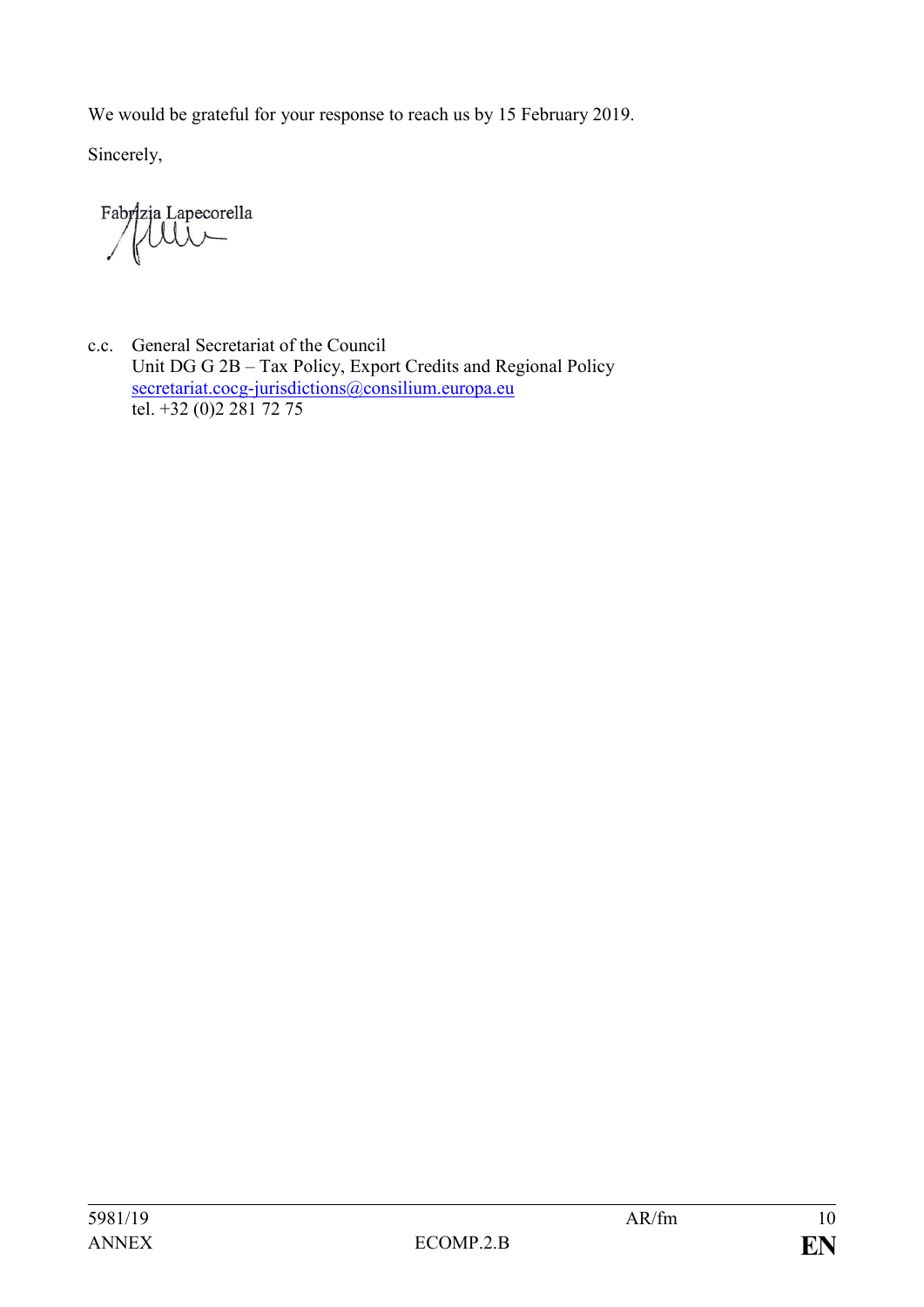We would be grateful for your response to reach us by 15 February 2019.

Sincerely,

Fabrizia Lapecorella

c.c. General Secretariat of the Council
Unit DG G 2B – Tax Policy, Export Credits and Regional Policy
secretariat.cocg-jurisdictions@consilium.europa.eu
tel. +32 (0)2 281 72 75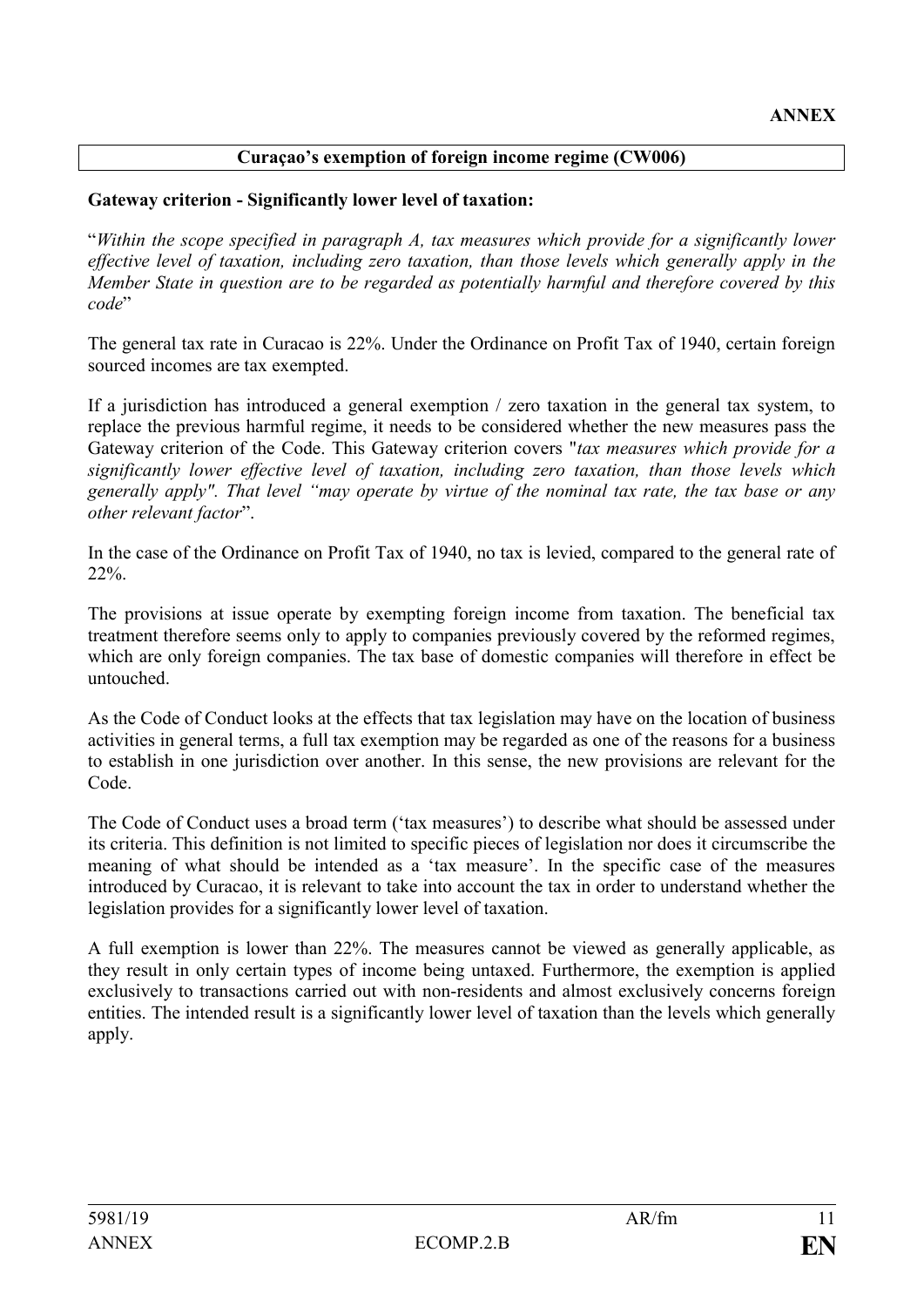**ANNEX**

**Curaçao's exemption of foreign income regime (CW006)**

**Gateway criterion - Significantly lower level of taxation:**

"*Within the scope specified in paragraph A, tax measures which provide for a significantly lower effective level of taxation, including zero taxation, than those levels which generally apply in the Member State in question are to be regarded as potentially harmful and therefore covered by this code*"

The general tax rate in Curacao is 22%. Under the Ordinance on Profit Tax of 1940, certain foreign sourced incomes are tax exempted.

If a jurisdiction has introduced a general exemption / zero taxation in the general tax system, to replace the previous harmful regime, it needs to be considered whether the new measures pass the Gateway criterion of the Code. This Gateway criterion covers "*tax measures which provide for a significantly lower effective level of taxation, including zero taxation, than those levels which generally apply". That level "may operate by virtue of the nominal tax rate, the tax base or any other relevant factor*".

In the case of the Ordinance on Profit Tax of 1940, no tax is levied, compared to the general rate of 22%.

The provisions at issue operate by exempting foreign income from taxation. The beneficial tax treatment therefore seems only to apply to companies previously covered by the reformed regimes, which are only foreign companies. The tax base of domestic companies will therefore in effect be untouched.

As the Code of Conduct looks at the effects that tax legislation may have on the location of business activities in general terms, a full tax exemption may be regarded as one of the reasons for a business to establish in one jurisdiction over another. In this sense, the new provisions are relevant for the Code.

The Code of Conduct uses a broad term ('tax measures') to describe what should be assessed under its criteria. This definition is not limited to specific pieces of legislation nor does it circumscribe the meaning of what should be intended as a 'tax measure'. In the specific case of the measures introduced by Curacao, it is relevant to take into account the tax in order to understand whether the legislation provides for a significantly lower level of taxation.

A full exemption is lower than 22%. The measures cannot be viewed as generally applicable, as they result in only certain types of income being untaxed. Furthermore, the exemption is applied exclusively to transactions carried out with non-residents and almost exclusively concerns foreign entities. The intended result is a significantly lower level of taxation than the levels which generally apply.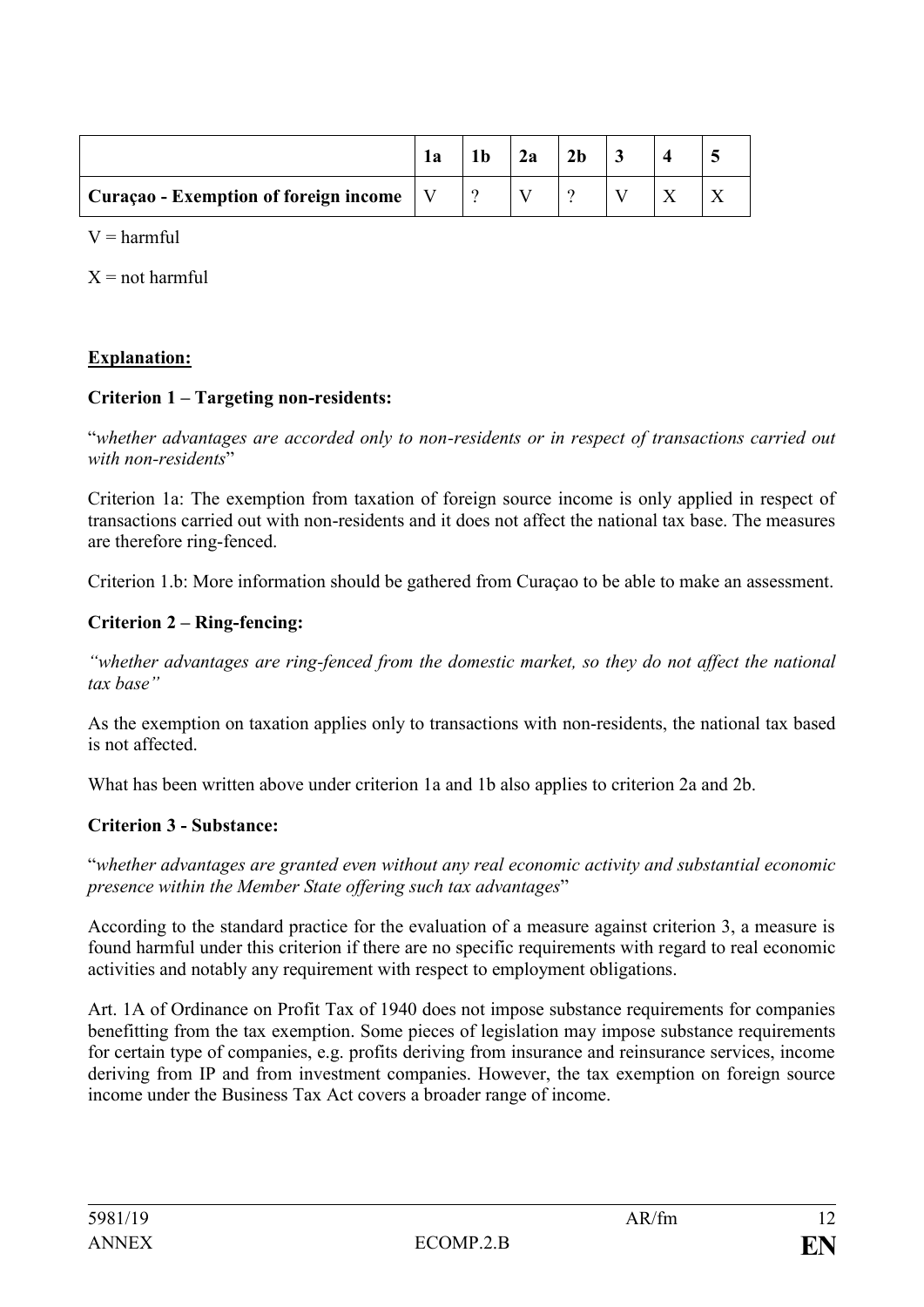| | 1a | 1b | 2a | 2b | 3 | 4 | 5 |
|---|---|---|---|---|---|---|---|
| **Curaçao - Exemption of foreign income** | V | ? | V | ? | V | X | X |

V = harmful

X = not harmful

**Explanation:**

**Criterion 1 – Targeting non-residents:**

"*whether advantages are accorded only to non-residents or in respect of transactions carried out with non-residents*"

Criterion 1a: The exemption from taxation of foreign source income is only applied in respect of transactions carried out with non-residents and it does not affect the national tax base. The measures are therefore ring-fenced.

Criterion 1.b: More information should be gathered from Curaçao to be able to make an assessment.

**Criterion 2 – Ring-fencing:**

*"whether advantages are ring-fenced from the domestic market, so they do not affect the national tax base"*

As the exemption on taxation applies only to transactions with non-residents, the national tax based is not affected.

What has been written above under criterion 1a and 1b also applies to criterion 2a and 2b.

**Criterion 3 - Substance:**

"*whether advantages are granted even without any real economic activity and substantial economic presence within the Member State offering such tax advantages*"

According to the standard practice for the evaluation of a measure against criterion 3, a measure is found harmful under this criterion if there are no specific requirements with regard to real economic activities and notably any requirement with respect to employment obligations.

Art. 1A of Ordinance on Profit Tax of 1940 does not impose substance requirements for companies benefitting from the tax exemption. Some pieces of legislation may impose substance requirements for certain type of companies, e.g. profits deriving from insurance and reinsurance services, income deriving from IP and from investment companies. However, the tax exemption on foreign source income under the Business Tax Act covers a broader range of income.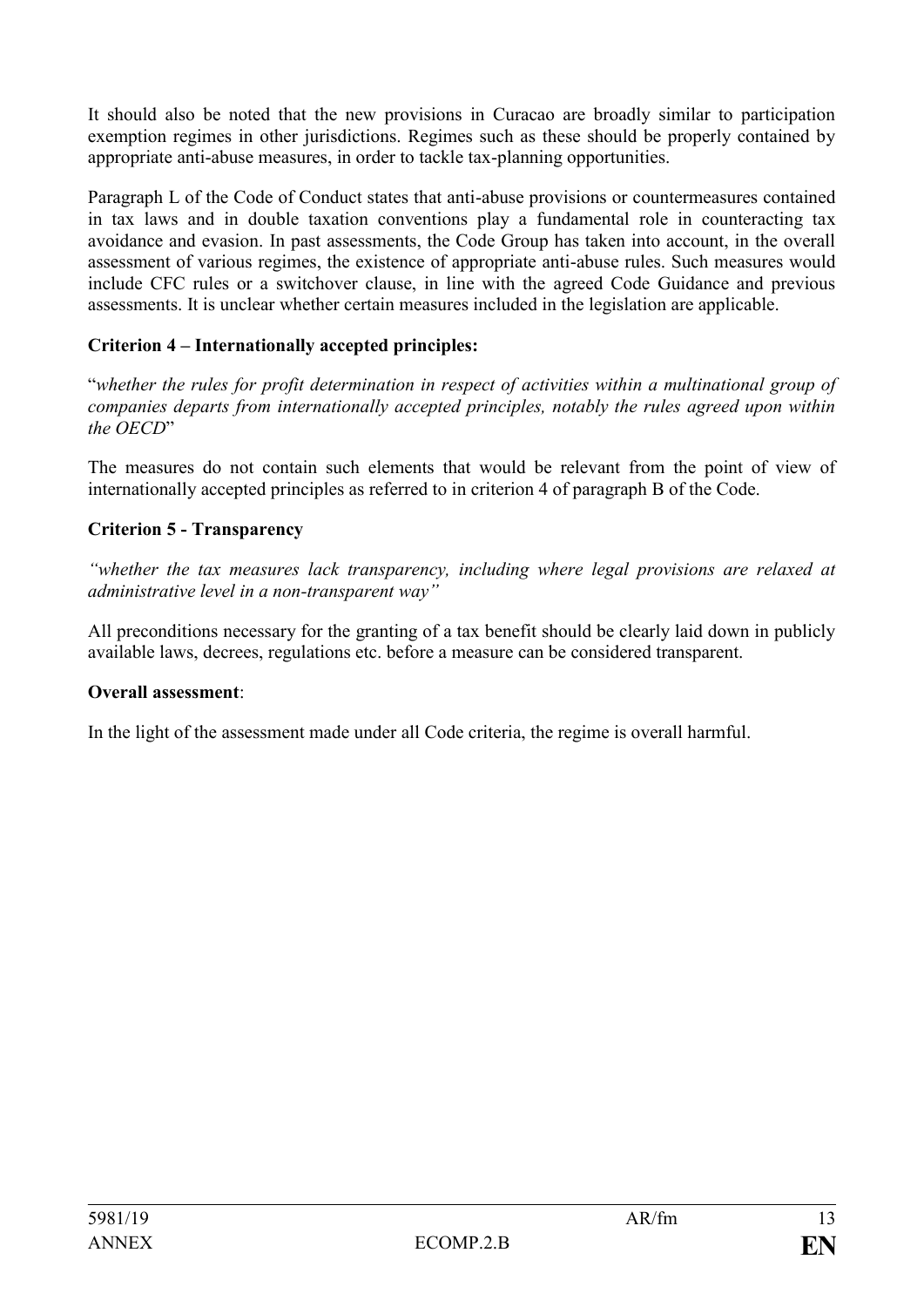It should also be noted that the new provisions in Curacao are broadly similar to participation exemption regimes in other jurisdictions. Regimes such as these should be properly contained by appropriate anti-abuse measures, in order to tackle tax-planning opportunities.

Paragraph L of the Code of Conduct states that anti-abuse provisions or countermeasures contained in tax laws and in double taxation conventions play a fundamental role in counteracting tax avoidance and evasion. In past assessments, the Code Group has taken into account, in the overall assessment of various regimes, the existence of appropriate anti-abuse rules. Such measures would include CFC rules or a switchover clause, in line with the agreed Code Guidance and previous assessments. It is unclear whether certain measures included in the legislation are applicable.

**Criterion 4 – Internationally accepted principles:**

"*whether the rules for profit determination in respect of activities within a multinational group of companies departs from internationally accepted principles, notably the rules agreed upon within the OECD*"

The measures do not contain such elements that would be relevant from the point of view of internationally accepted principles as referred to in criterion 4 of paragraph B of the Code.

**Criterion 5 - Transparency**

*"whether the tax measures lack transparency, including where legal provisions are relaxed at administrative level in a non-transparent way"*

All preconditions necessary for the granting of a tax benefit should be clearly laid down in publicly available laws, decrees, regulations etc. before a measure can be considered transparent.

**Overall assessment**:

In the light of the assessment made under all Code criteria, the regime is overall harmful.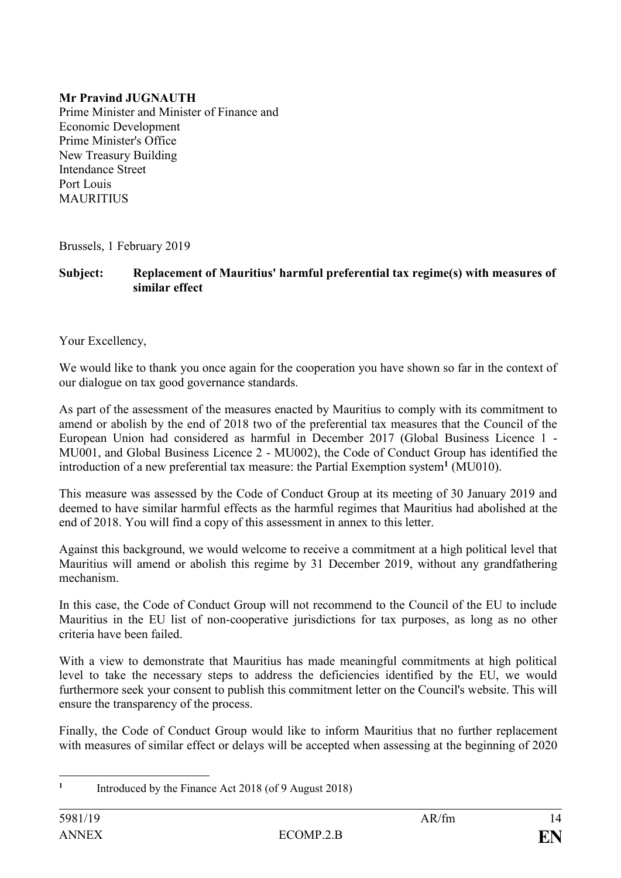**Mr Pravind JUGNAUTH**
Prime Minister and Minister of Finance and
Economic Development
Prime Minister's Office
New Treasury Building
Intendance Street
Port Louis
MAURITIUS

Brussels, 1 February 2019

**Subject: Replacement of Mauritius' harmful preferential tax regime(s) with measures of similar effect**

Your Excellency,

We would like to thank you once again for the cooperation you have shown so far in the context of our dialogue on tax good governance standards.

As part of the assessment of the measures enacted by Mauritius to comply with its commitment to amend or abolish by the end of 2018 two of the preferential tax measures that the Council of the European Union had considered as harmful in December 2017 (Global Business Licence 1 - MU001, and Global Business Licence 2 - MU002), the Code of Conduct Group has identified the introduction of a new preferential tax measure: the Partial Exemption system[1] (MU010).

This measure was assessed by the Code of Conduct Group at its meeting of 30 January 2019 and deemed to have similar harmful effects as the harmful regimes that Mauritius had abolished at the end of 2018. You will find a copy of this assessment in annex to this letter.

Against this background, we would welcome to receive a commitment at a high political level that Mauritius will amend or abolish this regime by 31 December 2019, without any grandfathering mechanism.

In this case, the Code of Conduct Group will not recommend to the Council of the EU to include Mauritius in the EU list of non-cooperative jurisdictions for tax purposes, as long as no other criteria have been failed.

With a view to demonstrate that Mauritius has made meaningful commitments at high political level to take the necessary steps to address the deficiencies identified by the EU, we would furthermore seek your consent to publish this commitment letter on the Council's website. This will ensure the transparency of the process.

Finally, the Code of Conduct Group would like to inform Mauritius that no further replacement with measures of similar effect or delays will be accepted when assessing at the beginning of 2020

---

[1] Introduced by the Finance Act 2018 (of 9 August 2018)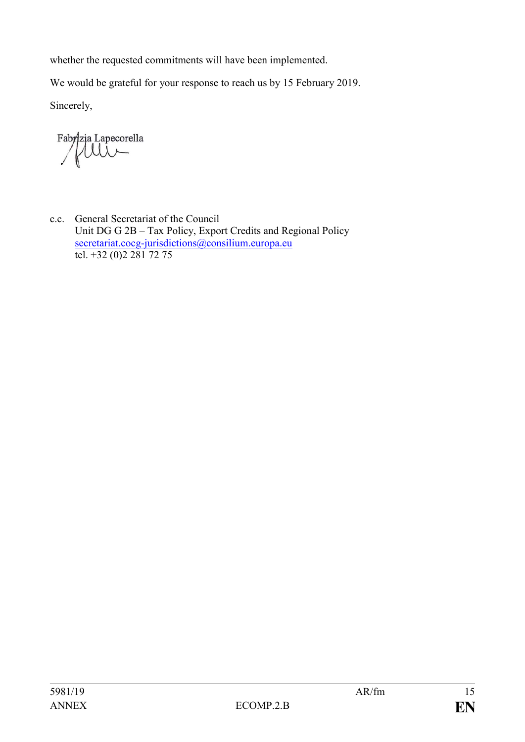whether the requested commitments will have been implemented.

We would be grateful for your response to reach us by 15 February 2019.

Sincerely,

Fabrizia Lapecorella

c.c. General Secretariat of the Council
Unit DG G 2B – Tax Policy, Export Credits and Regional Policy
secretariat.cocg-jurisdictions@consilium.europa.eu
tel. +32 (0)2 281 72 75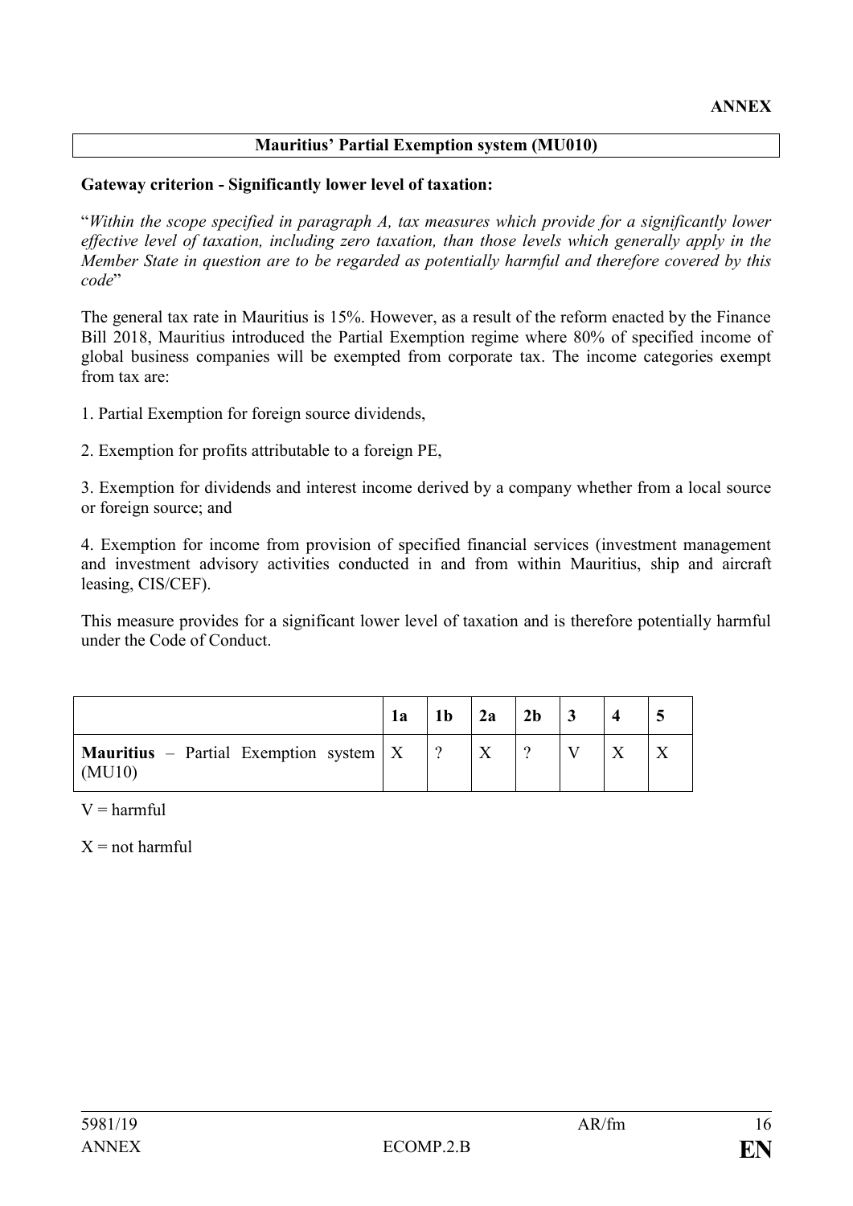**ANNEX**

**Mauritius' Partial Exemption system (MU010)**

**Gateway criterion - Significantly lower level of taxation:**

"*Within the scope specified in paragraph A, tax measures which provide for a significantly lower effective level of taxation, including zero taxation, than those levels which generally apply in the Member State in question are to be regarded as potentially harmful and therefore covered by this code*"

The general tax rate in Mauritius is 15%. However, as a result of the reform enacted by the Finance Bill 2018, Mauritius introduced the Partial Exemption regime where 80% of specified income of global business companies will be exempted from corporate tax. The income categories exempt from tax are:

1. Partial Exemption for foreign source dividends,

2. Exemption for profits attributable to a foreign PE,

3. Exemption for dividends and interest income derived by a company whether from a local source or foreign source; and

4. Exemption for income from provision of specified financial services (investment management and investment advisory activities conducted in and from within Mauritius, ship and aircraft leasing, CIS/CEF).

This measure provides for a significant lower level of taxation and is therefore potentially harmful under the Code of Conduct.

| | 1a | 1b | 2a | 2b | 3 | 4 | 5 |
|---|---|---|---|---|---|---|---|
| **Mauritius** – Partial Exemption system (MU10) | X | ? | X | ? | V | X | X |

V = harmful

X = not harmful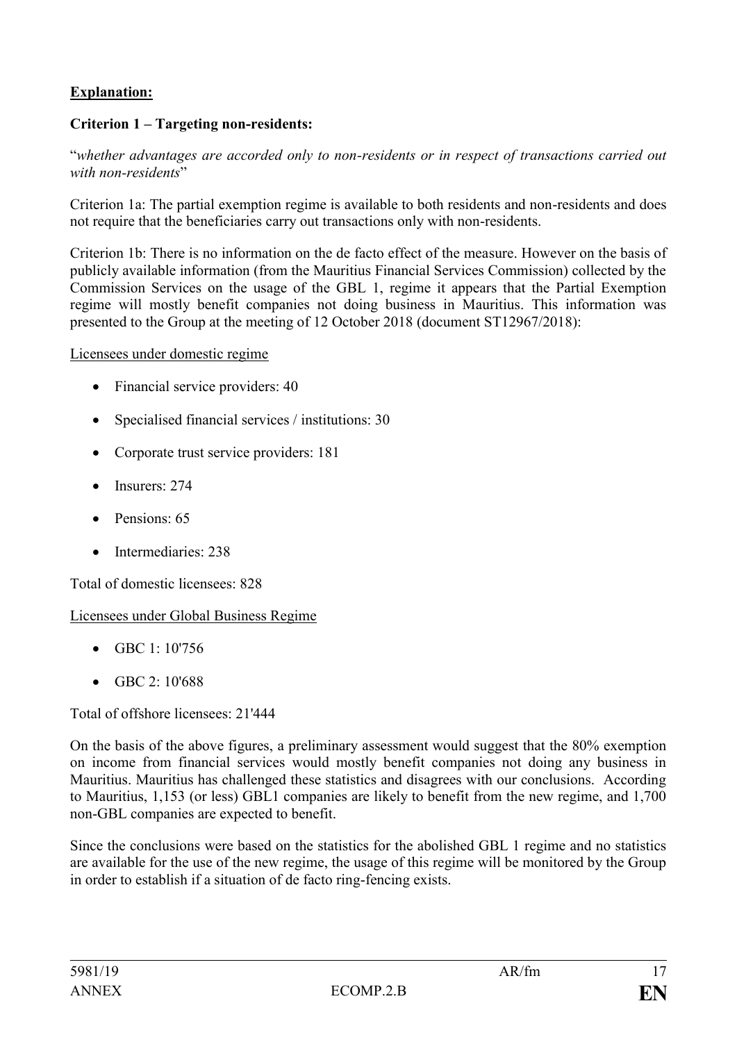**Explanation:**

**Criterion 1 – Targeting non-residents:**

"*whether advantages are accorded only to non-residents or in respect of transactions carried out with non-residents*"

Criterion 1a: The partial exemption regime is available to both residents and non-residents and does not require that the beneficiaries carry out transactions only with non-residents.

Criterion 1b: There is no information on the de facto effect of the measure. However on the basis of publicly available information (from the Mauritius Financial Services Commission) collected by the Commission Services on the usage of the GBL 1, regime it appears that the Partial Exemption regime will mostly benefit companies not doing business in Mauritius. This information was presented to the Group at the meeting of 12 October 2018 (document ST12967/2018):

Licensees under domestic regime

- Financial service providers: 40
- Specialised financial services / institutions: 30
- Corporate trust service providers: 181
- Insurers: 274
- Pensions: 65
- Intermediaries: 238

Total of domestic licensees: 828

Licensees under Global Business Regime

- GBC 1: 10'756
- GBC 2: 10'688

Total of offshore licensees: 21'444

On the basis of the above figures, a preliminary assessment would suggest that the 80% exemption on income from financial services would mostly benefit companies not doing any business in Mauritius. Mauritius has challenged these statistics and disagrees with our conclusions. According to Mauritius, 1,153 (or less) GBL1 companies are likely to benefit from the new regime, and 1,700 non-GBL companies are expected to benefit.

Since the conclusions were based on the statistics for the abolished GBL 1 regime and no statistics are available for the use of the new regime, the usage of this regime will be monitored by the Group in order to establish if a situation of de facto ring-fencing exists.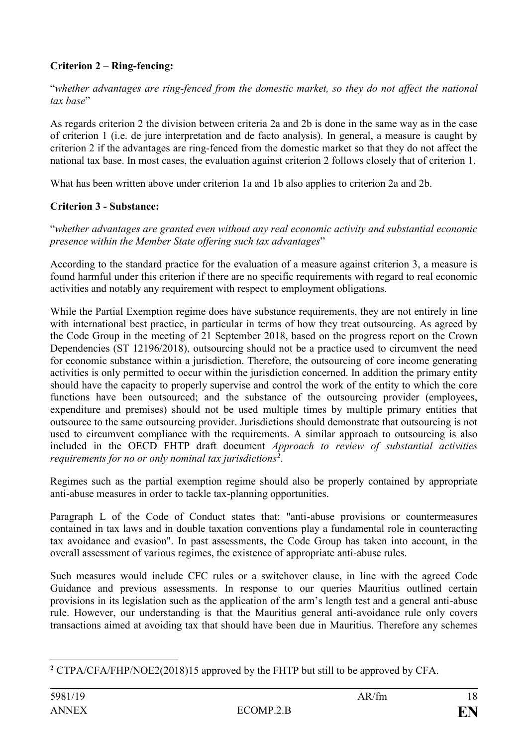**Criterion 2 – Ring-fencing:**

"*whether advantages are ring-fenced from the domestic market, so they do not affect the national tax base*"

As regards criterion 2 the division between criteria 2a and 2b is done in the same way as in the case of criterion 1 (i.e. de jure interpretation and de facto analysis). In general, a measure is caught by criterion 2 if the advantages are ring-fenced from the domestic market so that they do not affect the national tax base. In most cases, the evaluation against criterion 2 follows closely that of criterion 1.

What has been written above under criterion 1a and 1b also applies to criterion 2a and 2b.

**Criterion 3 - Substance:**

"*whether advantages are granted even without any real economic activity and substantial economic presence within the Member State offering such tax advantages*"

According to the standard practice for the evaluation of a measure against criterion 3, a measure is found harmful under this criterion if there are no specific requirements with regard to real economic activities and notably any requirement with respect to employment obligations.

While the Partial Exemption regime does have substance requirements, they are not entirely in line with international best practice, in particular in terms of how they treat outsourcing. As agreed by the Code Group in the meeting of 21 September 2018, based on the progress report on the Crown Dependencies (ST 12196/2018), outsourcing should not be a practice used to circumvent the need for economic substance within a jurisdiction. Therefore, the outsourcing of core income generating activities is only permitted to occur within the jurisdiction concerned. In addition the primary entity should have the capacity to properly supervise and control the work of the entity to which the core functions have been outsourced; and the substance of the outsourcing provider (employees, expenditure and premises) should not be used multiple times by multiple primary entities that outsource to the same outsourcing provider. Jurisdictions should demonstrate that outsourcing is not used to circumvent compliance with the requirements. A similar approach to outsourcing is also included in the OECD FHTP draft document *Approach to review of substantial activities requirements for no or only nominal tax jurisdictions*[2].

Regimes such as the partial exemption regime should also be properly contained by appropriate anti-abuse measures in order to tackle tax-planning opportunities.

Paragraph L of the Code of Conduct states that: "anti-abuse provisions or countermeasures contained in tax laws and in double taxation conventions play a fundamental role in counteracting tax avoidance and evasion". In past assessments, the Code Group has taken into account, in the overall assessment of various regimes, the existence of appropriate anti-abuse rules.

Such measures would include CFC rules or a switchover clause, in line with the agreed Code Guidance and previous assessments. In response to our queries Mauritius outlined certain provisions in its legislation such as the application of the arm's length test and a general anti-abuse rule. However, our understanding is that the Mauritius general anti-avoidance rule only covers transactions aimed at avoiding tax that should have been due in Mauritius. Therefore any schemes

---

[2] CTPA/CFA/FHP/NOE2(2018)15 approved by the FHTP but still to be approved by CFA.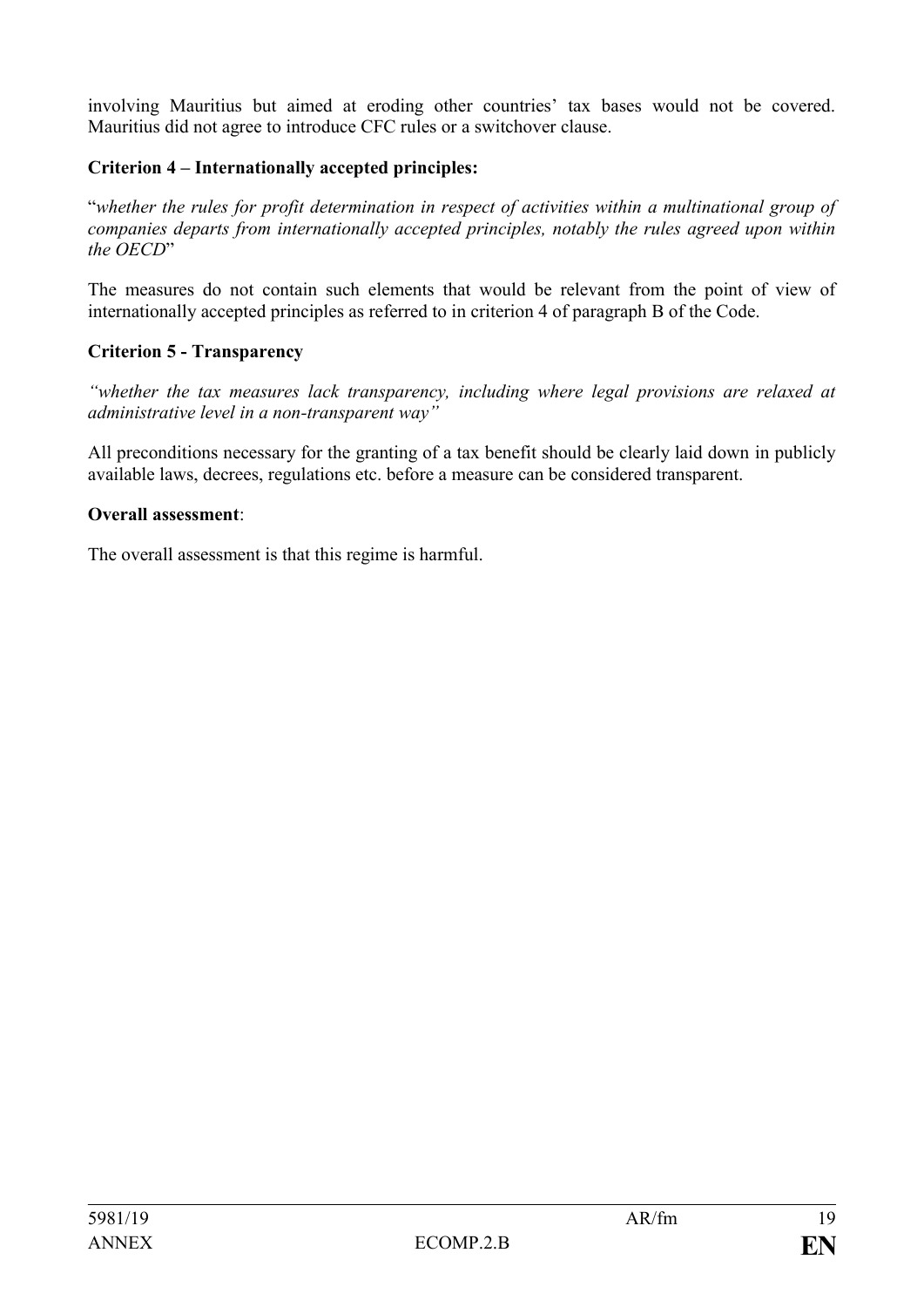involving Mauritius but aimed at eroding other countries' tax bases would not be covered. Mauritius did not agree to introduce CFC rules or a switchover clause.

**Criterion 4 – Internationally accepted principles:**

"*whether the rules for profit determination in respect of activities within a multinational group of companies departs from internationally accepted principles, notably the rules agreed upon within the OECD*"

The measures do not contain such elements that would be relevant from the point of view of internationally accepted principles as referred to in criterion 4 of paragraph B of the Code.

**Criterion 5 - Transparency**

*"whether the tax measures lack transparency, including where legal provisions are relaxed at administrative level in a non-transparent way"*

All preconditions necessary for the granting of a tax benefit should be clearly laid down in publicly available laws, decrees, regulations etc. before a measure can be considered transparent.

**Overall assessment**:

The overall assessment is that this regime is harmful.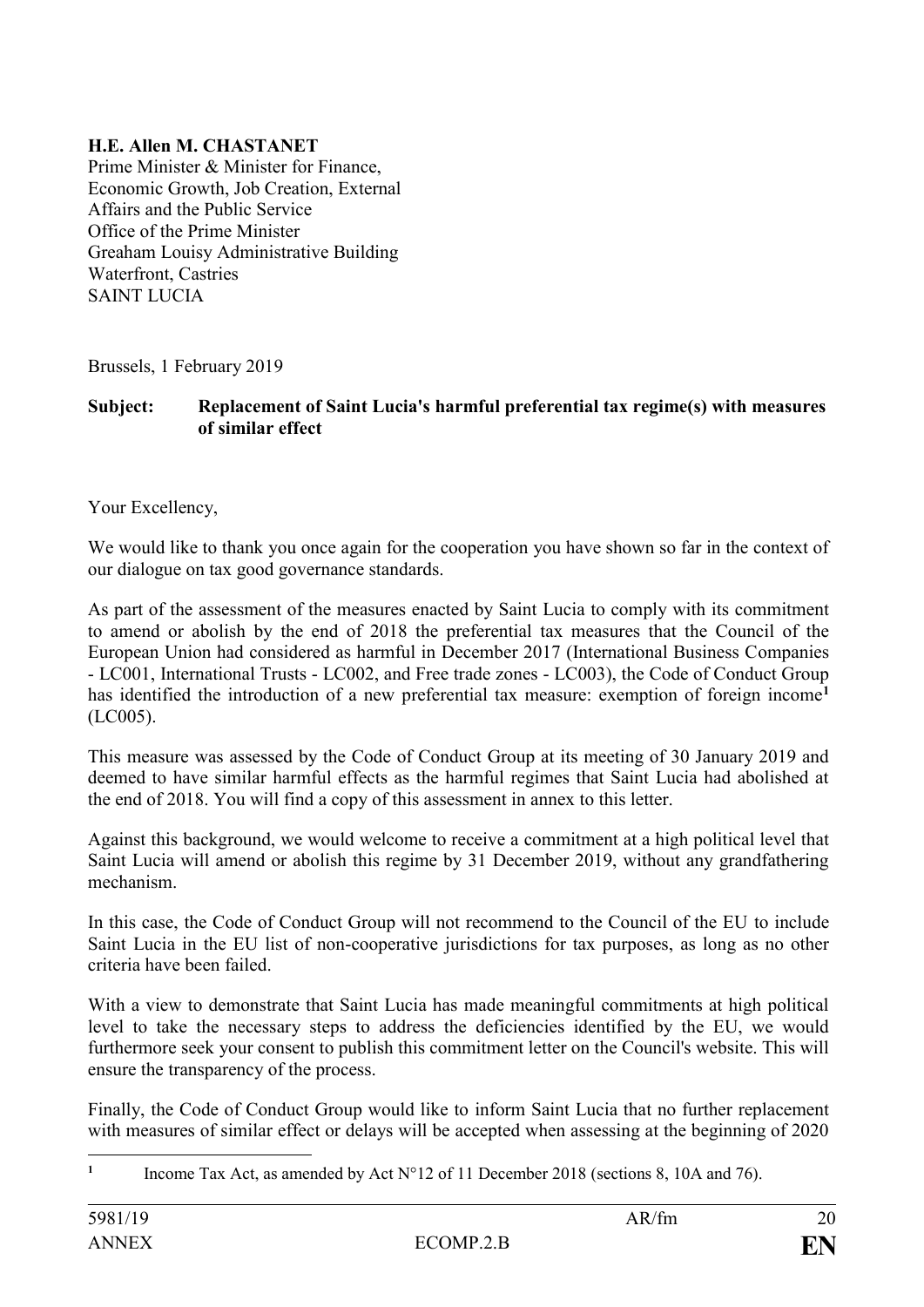**H.E. Allen M. CHASTANET**
Prime Minister & Minister for Finance,
Economic Growth, Job Creation, External
Affairs and the Public Service
Office of the Prime Minister
Greaham Louisy Administrative Building
Waterfront, Castries
SAINT LUCIA

Brussels, 1 February 2019

**Subject: Replacement of Saint Lucia's harmful preferential tax regime(s) with measures of similar effect**

Your Excellency,

We would like to thank you once again for the cooperation you have shown so far in the context of our dialogue on tax good governance standards.

As part of the assessment of the measures enacted by Saint Lucia to comply with its commitment to amend or abolish by the end of 2018 the preferential tax measures that the Council of the European Union had considered as harmful in December 2017 (International Business Companies - LC001, International Trusts - LC002, and Free trade zones - LC003), the Code of Conduct Group has identified the introduction of a new preferential tax measure: exemption of foreign income[1] (LC005).

This measure was assessed by the Code of Conduct Group at its meeting of 30 January 2019 and deemed to have similar harmful effects as the harmful regimes that Saint Lucia had abolished at the end of 2018. You will find a copy of this assessment in annex to this letter.

Against this background, we would welcome to receive a commitment at a high political level that Saint Lucia will amend or abolish this regime by 31 December 2019, without any grandfathering mechanism.

In this case, the Code of Conduct Group will not recommend to the Council of the EU to include Saint Lucia in the EU list of non-cooperative jurisdictions for tax purposes, as long as no other criteria have been failed.

With a view to demonstrate that Saint Lucia has made meaningful commitments at high political level to take the necessary steps to address the deficiencies identified by the EU, we would furthermore seek your consent to publish this commitment letter on the Council's website. This will ensure the transparency of the process.

Finally, the Code of Conduct Group would like to inform Saint Lucia that no further replacement with measures of similar effect or delays will be accepted when assessing at the beginning of 2020

[1] Income Tax Act, as amended by Act N°12 of 11 December 2018 (sections 8, 10A and 76).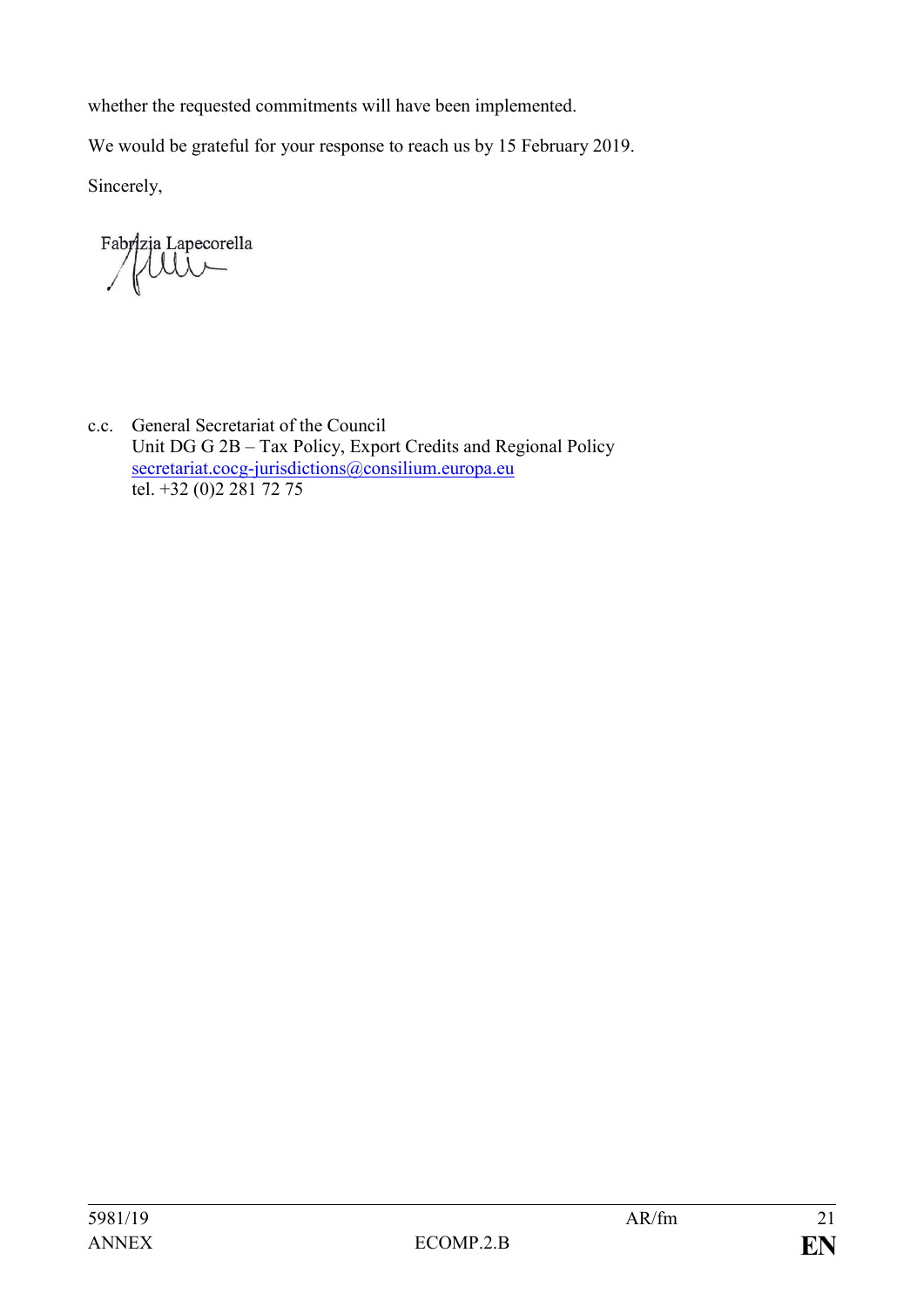whether the requested commitments will have been implemented.

We would be grateful for your response to reach us by 15 February 2019.

Sincerely,

Fabrizia Lapecorella

c.c. General Secretariat of the Council
Unit DG G 2B – Tax Policy, Export Credits and Regional Policy
secretariat.cocg-jurisdictions@consilium.europa.eu
tel. +32 (0)2 281 72 75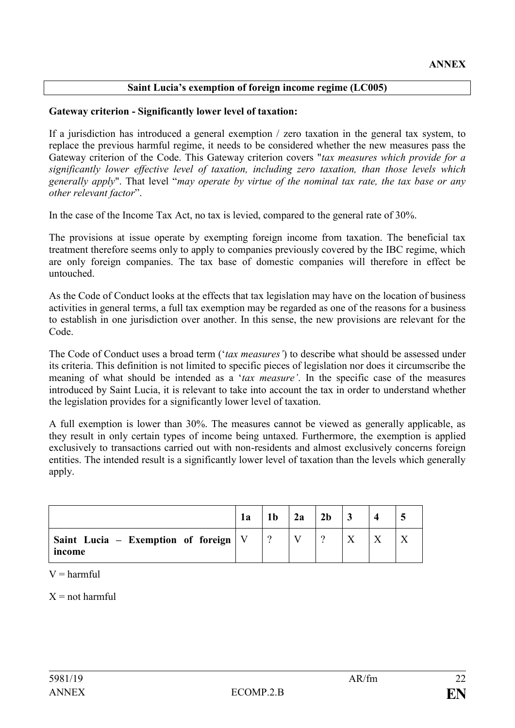**ANNEX**

**Saint Lucia's exemption of foreign income regime (LC005)**

**Gateway criterion - Significantly lower level of taxation:**

If a jurisdiction has introduced a general exemption / zero taxation in the general tax system, to replace the previous harmful regime, it needs to be considered whether the new measures pass the Gateway criterion of the Code. This Gateway criterion covers "*tax measures which provide for a significantly lower effective level of taxation, including zero taxation, than those levels which generally apply*". That level "*may operate by virtue of the nominal tax rate, the tax base or any other relevant factor*".

In the case of the Income Tax Act, no tax is levied, compared to the general rate of 30%.

The provisions at issue operate by exempting foreign income from taxation. The beneficial tax treatment therefore seems only to apply to companies previously covered by the IBC regime, which are only foreign companies. The tax base of domestic companies will therefore in effect be untouched.

As the Code of Conduct looks at the effects that tax legislation may have on the location of business activities in general terms, a full tax exemption may be regarded as one of the reasons for a business to establish in one jurisdiction over another. In this sense, the new provisions are relevant for the Code.

The Code of Conduct uses a broad term ('*tax measures'*) to describe what should be assessed under its criteria. This definition is not limited to specific pieces of legislation nor does it circumscribe the meaning of what should be intended as a '*tax measure'*. In the specific case of the measures introduced by Saint Lucia, it is relevant to take into account the tax in order to understand whether the legislation provides for a significantly lower level of taxation.

A full exemption is lower than 30%. The measures cannot be viewed as generally applicable, as they result in only certain types of income being untaxed. Furthermore, the exemption is applied exclusively to transactions carried out with non-residents and almost exclusively concerns foreign entities. The intended result is a significantly lower level of taxation than the levels which generally apply.

| | **1a** | **1b** | **2a** | **2b** | **3** | **4** | **5** |
|---|---|---|---|---|---|---|---|
| **Saint Lucia – Exemption of foreign income** | V | ? | V | ? | X | X | X |

V = harmful

X = not harmful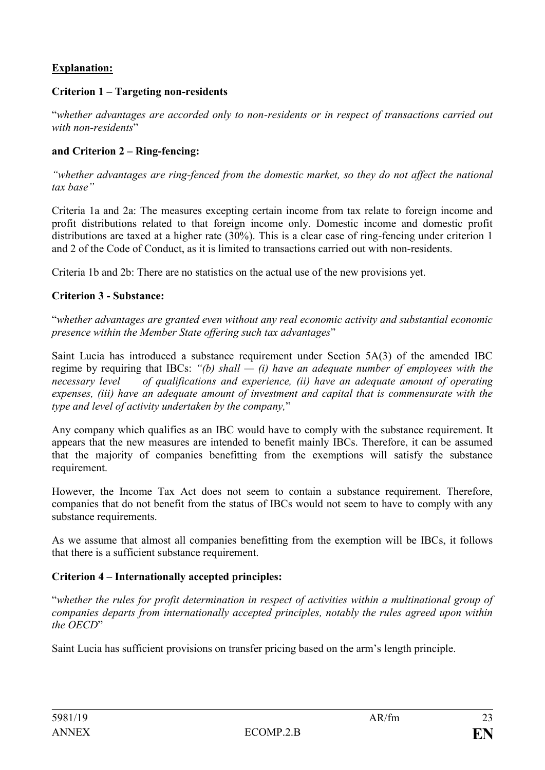**Explanation:**

**Criterion 1 – Targeting non-residents**

"*whether advantages are accorded only to non-residents or in respect of transactions carried out with non-residents*"

**and Criterion 2 – Ring-fencing:**

*"whether advantages are ring-fenced from the domestic market, so they do not affect the national tax base"*

Criteria 1a and 2a: The measures excepting certain income from tax relate to foreign income and profit distributions related to that foreign income only. Domestic income and domestic profit distributions are taxed at a higher rate (30%). This is a clear case of ring-fencing under criterion 1 and 2 of the Code of Conduct, as it is limited to transactions carried out with non-residents.

Criteria 1b and 2b: There are no statistics on the actual use of the new provisions yet.

**Criterion 3 - Substance:**

"*whether advantages are granted even without any real economic activity and substantial economic presence within the Member State offering such tax advantages*"

Saint Lucia has introduced a substance requirement under Section 5A(3) of the amended IBC regime by requiring that IBCs: *"(b) shall — (i) have an adequate number of employees with the necessary level of qualifications and experience, (ii) have an adequate amount of operating expenses, (iii) have an adequate amount of investment and capital that is commensurate with the type and level of activity undertaken by the company,*"

Any company which qualifies as an IBC would have to comply with the substance requirement. It appears that the new measures are intended to benefit mainly IBCs. Therefore, it can be assumed that the majority of companies benefitting from the exemptions will satisfy the substance requirement.

However, the Income Tax Act does not seem to contain a substance requirement. Therefore, companies that do not benefit from the status of IBCs would not seem to have to comply with any substance requirements.

As we assume that almost all companies benefitting from the exemption will be IBCs, it follows that there is a sufficient substance requirement.

**Criterion 4 – Internationally accepted principles:**

"*whether the rules for profit determination in respect of activities within a multinational group of companies departs from internationally accepted principles, notably the rules agreed upon within the OECD*"

Saint Lucia has sufficient provisions on transfer pricing based on the arm's length principle.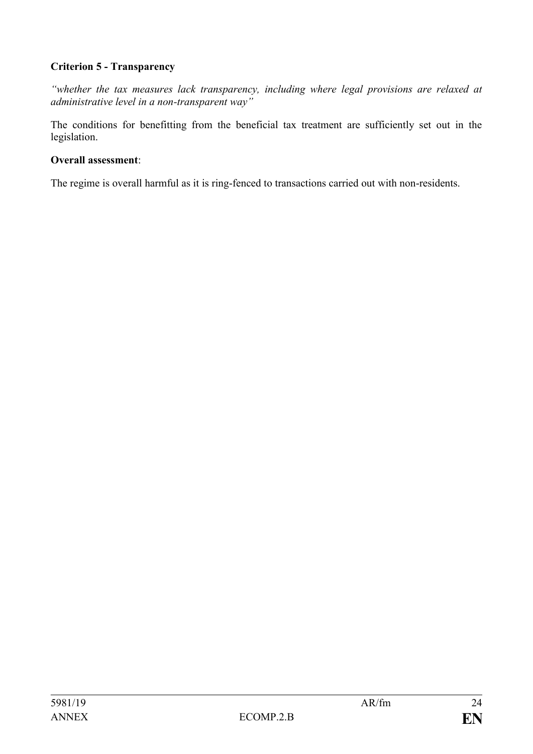**Criterion 5 - Transparency**

*"whether the tax measures lack transparency, including where legal provisions are relaxed at administrative level in a non-transparent way"*

The conditions for benefitting from the beneficial tax treatment are sufficiently set out in the legislation.

**Overall assessment**:

The regime is overall harmful as it is ring-fenced to transactions carried out with non-residents.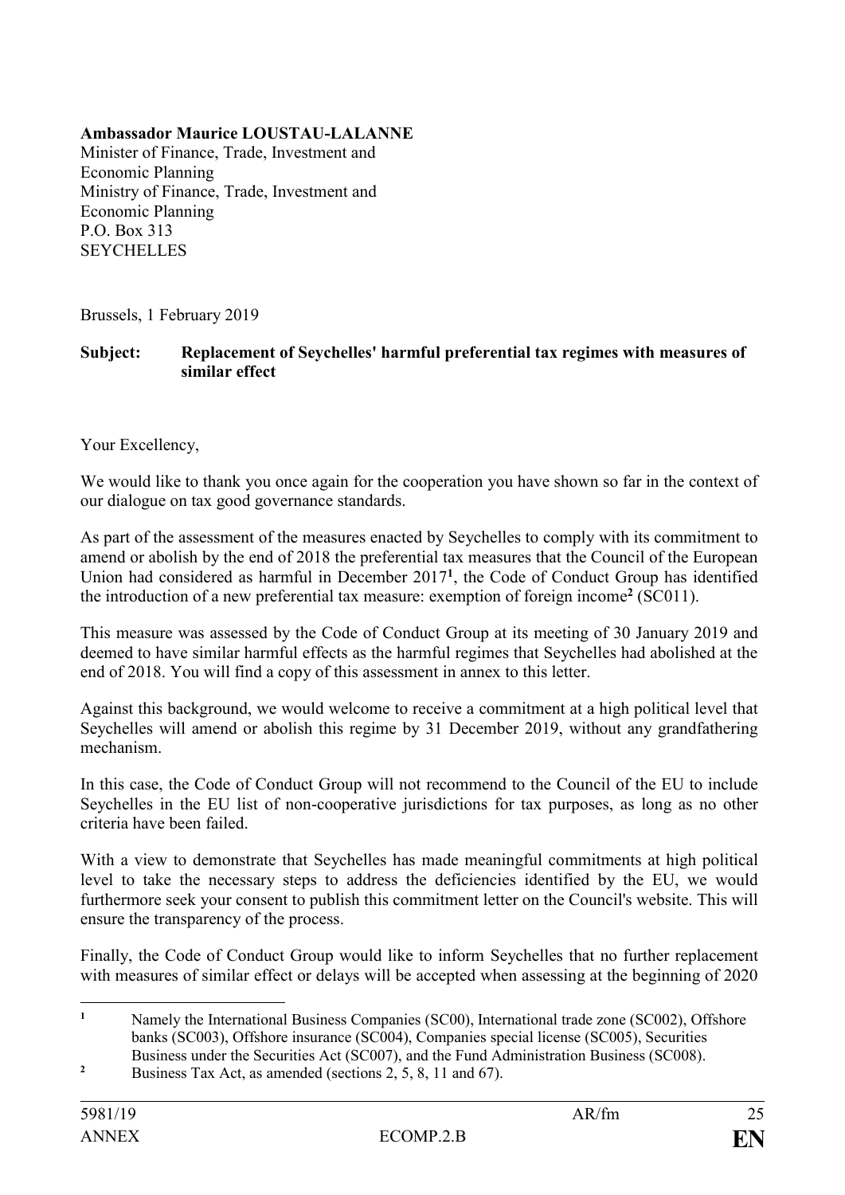**Ambassador Maurice LOUSTAU-LALANNE**
Minister of Finance, Trade, Investment and Economic Planning
Ministry of Finance, Trade, Investment and Economic Planning
P.O. Box 313
SEYCHELLES

Brussels, 1 February 2019

**Subject: Replacement of Seychelles' harmful preferential tax regimes with measures of similar effect**

Your Excellency,

We would like to thank you once again for the cooperation you have shown so far in the context of our dialogue on tax good governance standards.

As part of the assessment of the measures enacted by Seychelles to comply with its commitment to amend or abolish by the end of 2018 the preferential tax measures that the Council of the European Union had considered as harmful in December 2017[1], the Code of Conduct Group has identified the introduction of a new preferential tax measure: exemption of foreign income[2] (SC011).

This measure was assessed by the Code of Conduct Group at its meeting of 30 January 2019 and deemed to have similar harmful effects as the harmful regimes that Seychelles had abolished at the end of 2018. You will find a copy of this assessment in annex to this letter.

Against this background, we would welcome to receive a commitment at a high political level that Seychelles will amend or abolish this regime by 31 December 2019, without any grandfathering mechanism.

In this case, the Code of Conduct Group will not recommend to the Council of the EU to include Seychelles in the EU list of non-cooperative jurisdictions for tax purposes, as long as no other criteria have been failed.

With a view to demonstrate that Seychelles has made meaningful commitments at high political level to take the necessary steps to address the deficiencies identified by the EU, we would furthermore seek your consent to publish this commitment letter on the Council's website. This will ensure the transparency of the process.

Finally, the Code of Conduct Group would like to inform Seychelles that no further replacement with measures of similar effect or delays will be accepted when assessing at the beginning of 2020

---

[1] Namely the International Business Companies (SC00), International trade zone (SC002), Offshore banks (SC003), Offshore insurance (SC004), Companies special license (SC005), Securities Business under the Securities Act (SC007), and the Fund Administration Business (SC008).

[2] Business Tax Act, as amended (sections 2, 5, 8, 11 and 67).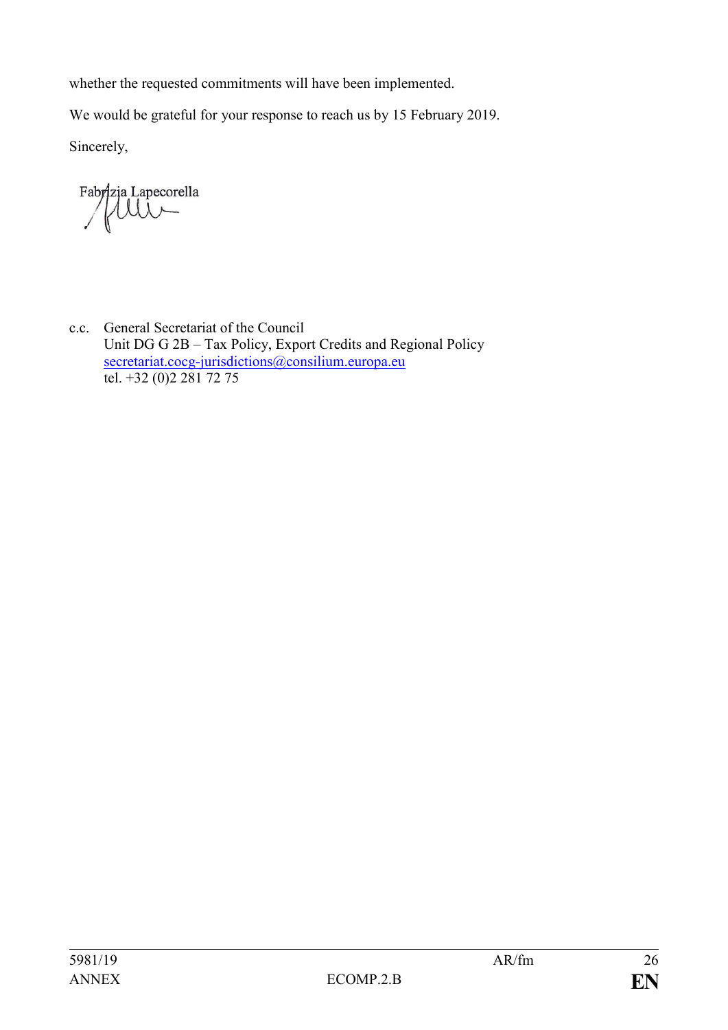whether the requested commitments will have been implemented.

We would be grateful for your response to reach us by 15 February 2019.

Sincerely,

Fabrizia Lapecorella

c.c. General Secretariat of the Council
Unit DG G 2B – Tax Policy, Export Credits and Regional Policy
secretariat.cocg-jurisdictions@consilium.europa.eu
tel. +32 (0)2 281 72 75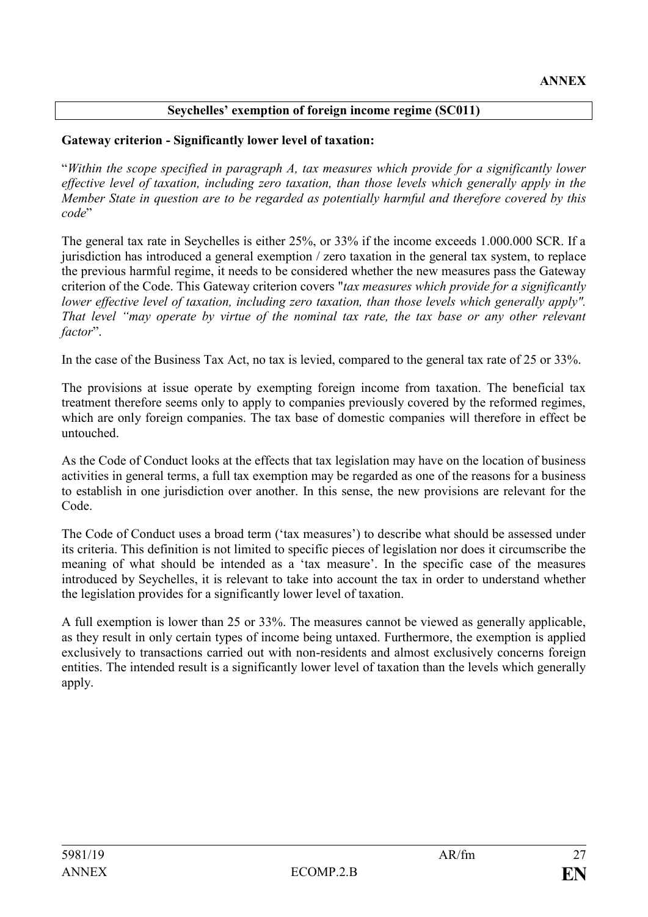**ANNEX**

**Seychelles' exemption of foreign income regime (SC011)**

**Gateway criterion - Significantly lower level of taxation:**

"*Within the scope specified in paragraph A, tax measures which provide for a significantly lower effective level of taxation, including zero taxation, than those levels which generally apply in the Member State in question are to be regarded as potentially harmful and therefore covered by this code*"

The general tax rate in Seychelles is either 25%, or 33% if the income exceeds 1.000.000 SCR. If a jurisdiction has introduced a general exemption / zero taxation in the general tax system, to replace the previous harmful regime, it needs to be considered whether the new measures pass the Gateway criterion of the Code. This Gateway criterion covers "*tax measures which provide for a significantly lower effective level of taxation, including zero taxation, than those levels which generally apply". That level "may operate by virtue of the nominal tax rate, the tax base or any other relevant factor*".

In the case of the Business Tax Act, no tax is levied, compared to the general tax rate of 25 or 33%.

The provisions at issue operate by exempting foreign income from taxation. The beneficial tax treatment therefore seems only to apply to companies previously covered by the reformed regimes, which are only foreign companies. The tax base of domestic companies will therefore in effect be untouched.

As the Code of Conduct looks at the effects that tax legislation may have on the location of business activities in general terms, a full tax exemption may be regarded as one of the reasons for a business to establish in one jurisdiction over another. In this sense, the new provisions are relevant for the Code.

The Code of Conduct uses a broad term ('tax measures') to describe what should be assessed under its criteria. This definition is not limited to specific pieces of legislation nor does it circumscribe the meaning of what should be intended as a 'tax measure'. In the specific case of the measures introduced by Seychelles, it is relevant to take into account the tax in order to understand whether the legislation provides for a significantly lower level of taxation.

A full exemption is lower than 25 or 33%. The measures cannot be viewed as generally applicable, as they result in only certain types of income being untaxed. Furthermore, the exemption is applied exclusively to transactions carried out with non-residents and almost exclusively concerns foreign entities. The intended result is a significantly lower level of taxation than the levels which generally apply.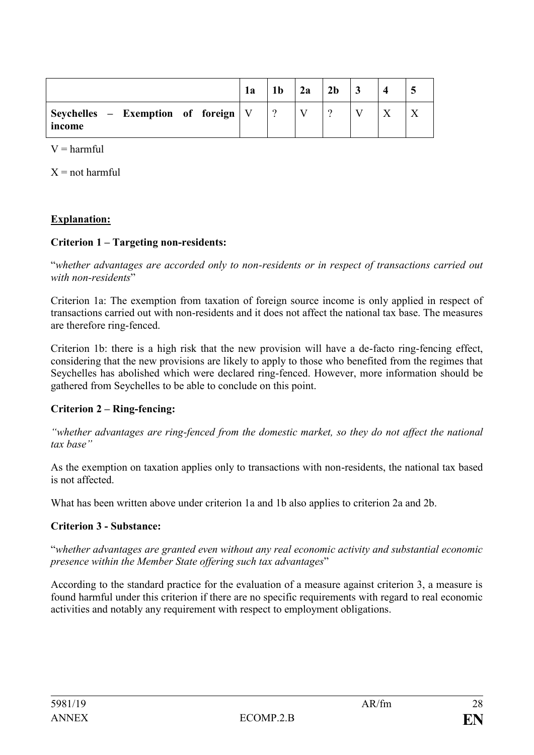| | 1a | 1b | 2a | 2b | 3 | 4 | 5 |
|---|---|---|---|---|---|---|---|
| **Seychelles – Exemption of foreign income** | V | ? | V | ? | V | X | X |

V = harmful

X = not harmful

**Explanation:**

**Criterion 1 – Targeting non-residents:**

"*whether advantages are accorded only to non-residents or in respect of transactions carried out with non-residents*"

Criterion 1a: The exemption from taxation of foreign source income is only applied in respect of transactions carried out with non-residents and it does not affect the national tax base. The measures are therefore ring-fenced.

Criterion 1b: there is a high risk that the new provision will have a de-facto ring-fencing effect, considering that the new provisions are likely to apply to those who benefited from the regimes that Seychelles has abolished which were declared ring-fenced. However, more information should be gathered from Seychelles to be able to conclude on this point.

**Criterion 2 – Ring-fencing:**

*"whether advantages are ring-fenced from the domestic market, so they do not affect the national tax base"*

As the exemption on taxation applies only to transactions with non-residents, the national tax based is not affected.

What has been written above under criterion 1a and 1b also applies to criterion 2a and 2b.

**Criterion 3 - Substance:**

"*whether advantages are granted even without any real economic activity and substantial economic presence within the Member State offering such tax advantages*"

According to the standard practice for the evaluation of a measure against criterion 3, a measure is found harmful under this criterion if there are no specific requirements with regard to real economic activities and notably any requirement with respect to employment obligations.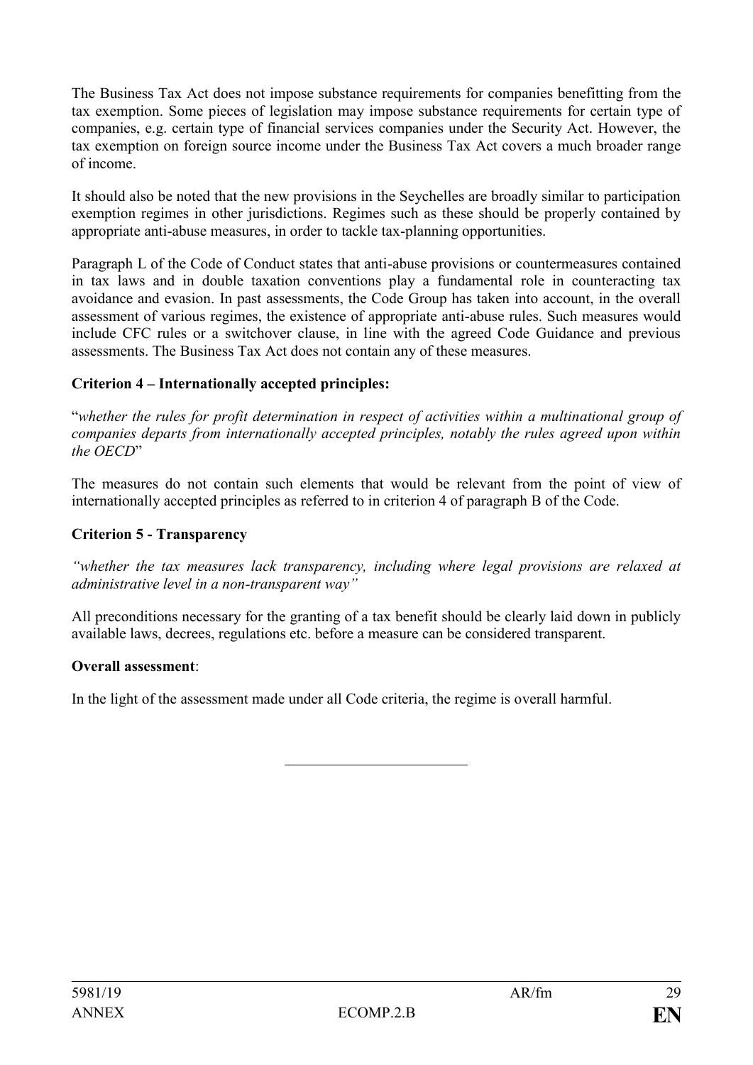The Business Tax Act does not impose substance requirements for companies benefitting from the tax exemption. Some pieces of legislation may impose substance requirements for certain type of companies, e.g. certain type of financial services companies under the Security Act. However, the tax exemption on foreign source income under the Business Tax Act covers a much broader range of income.

It should also be noted that the new provisions in the Seychelles are broadly similar to participation exemption regimes in other jurisdictions. Regimes such as these should be properly contained by appropriate anti-abuse measures, in order to tackle tax-planning opportunities.

Paragraph L of the Code of Conduct states that anti-abuse provisions or countermeasures contained in tax laws and in double taxation conventions play a fundamental role in counteracting tax avoidance and evasion. In past assessments, the Code Group has taken into account, in the overall assessment of various regimes, the existence of appropriate anti-abuse rules. Such measures would include CFC rules or a switchover clause, in line with the agreed Code Guidance and previous assessments. The Business Tax Act does not contain any of these measures.

**Criterion 4 – Internationally accepted principles:**

"*whether the rules for profit determination in respect of activities within a multinational group of companies departs from internationally accepted principles, notably the rules agreed upon within the OECD*"

The measures do not contain such elements that would be relevant from the point of view of internationally accepted principles as referred to in criterion 4 of paragraph B of the Code.

**Criterion 5 - Transparency**

*"whether the tax measures lack transparency, including where legal provisions are relaxed at administrative level in a non-transparent way"*

All preconditions necessary for the granting of a tax benefit should be clearly laid down in publicly available laws, decrees, regulations etc. before a measure can be considered transparent.

**Overall assessment**:

In the light of the assessment made under all Code criteria, the regime is overall harmful.